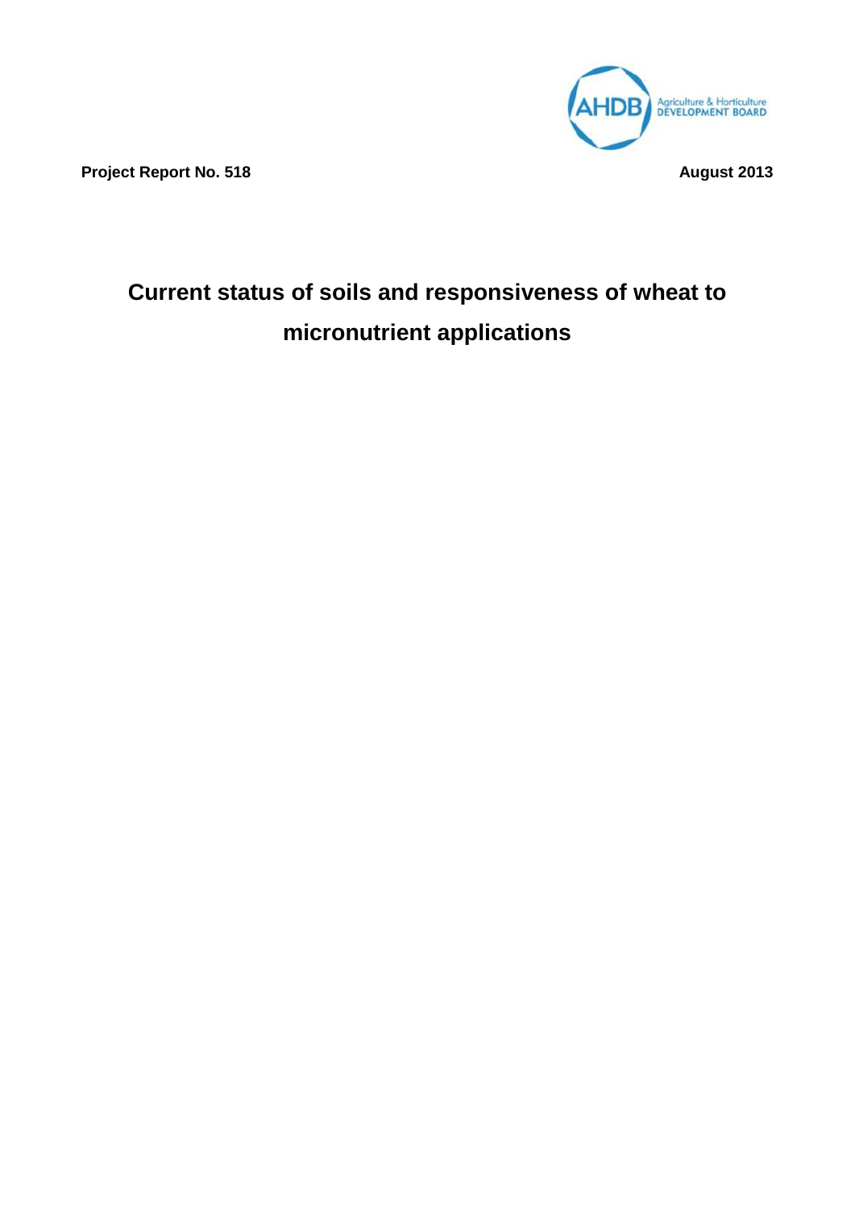**Project Report No. 518** **August 2013**

# Current status of soils and responsiveness of wheat to micronutrient applications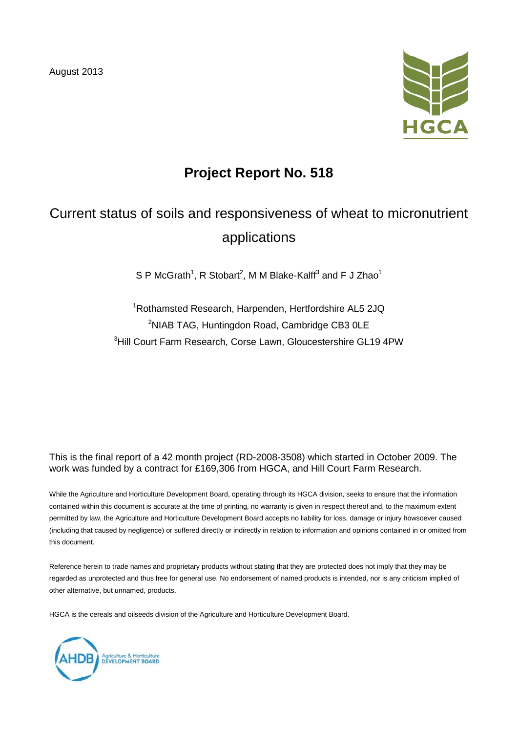August 2013

# Project Report No. 518

## Current status of soils and responsiveness of wheat to micronutrient applications

S P McGrath[1], R Stobart[2], M M Blake-Kalff[3] and F J Zhao[1]

[1]Rothamsted Research, Harpenden, Hertfordshire AL5 2JQ
[2]NIAB TAG, Huntingdon Road, Cambridge CB3 0LE
[3]Hill Court Farm Research, Corse Lawn, Gloucestershire GL19 4PW

This is the final report of a 42 month project (RD-2008-3508) which started in October 2009. The work was funded by a contract for £169,306 from HGCA, and Hill Court Farm Research.

While the Agriculture and Horticulture Development Board, operating through its HGCA division, seeks to ensure that the information contained within this document is accurate at the time of printing, no warranty is given in respect thereof and, to the maximum extent permitted by law, the Agriculture and Horticulture Development Board accepts no liability for loss, damage or injury howsoever caused (including that caused by negligence) or suffered directly or indirectly in relation to information and opinions contained in or omitted from this document.

Reference herein to trade names and proprietary products without stating that they are protected does not imply that they may be regarded as unprotected and thus free for general use. No endorsement of named products is intended, nor is any criticism implied of other alternative, but unnamed, products.

HGCA is the cereals and oilseeds division of the Agriculture and Horticulture Development Board.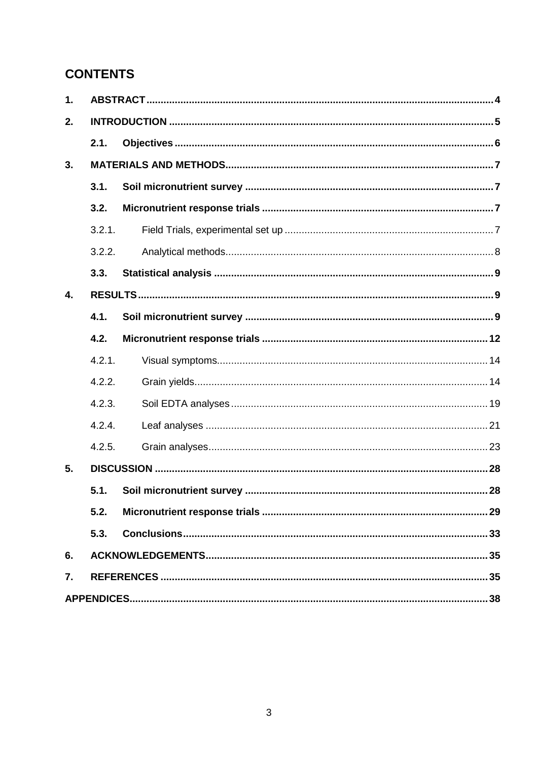# CONTENTS

1. **ABSTRACT** ..... 4
2. **INTRODUCTION** ..... 5
   - **2.1. Objectives** ..... 6
3. **MATERIALS AND METHODS** ..... 7
   - **3.1. Soil micronutrient survey** ..... 7
   - **3.2. Micronutrient response trials** ..... 7
     - 3.2.1. Field Trials, experimental set up ..... 7
     - 3.2.2. Analytical methods ..... 8
   - **3.3. Statistical analysis** ..... 9
4. **RESULTS** ..... 9
   - **4.1. Soil micronutrient survey** ..... 9
   - **4.2. Micronutrient response trials** ..... 12
     - 4.2.1. Visual symptoms ..... 14
     - 4.2.2. Grain yields ..... 14
     - 4.2.3. Soil EDTA analyses ..... 19
     - 4.2.4. Leaf analyses ..... 21
     - 4.2.5. Grain analyses ..... 23
5. **DISCUSSION** ..... 28
   - **5.1. Soil micronutrient survey** ..... 28
   - **5.2. Micronutrient response trials** ..... 29
   - **5.3. Conclusions** ..... 33
6. **ACKNOWLEDGEMENTS** ..... 35
7. **REFERENCES** ..... 35

**APPENDICES** ..... 38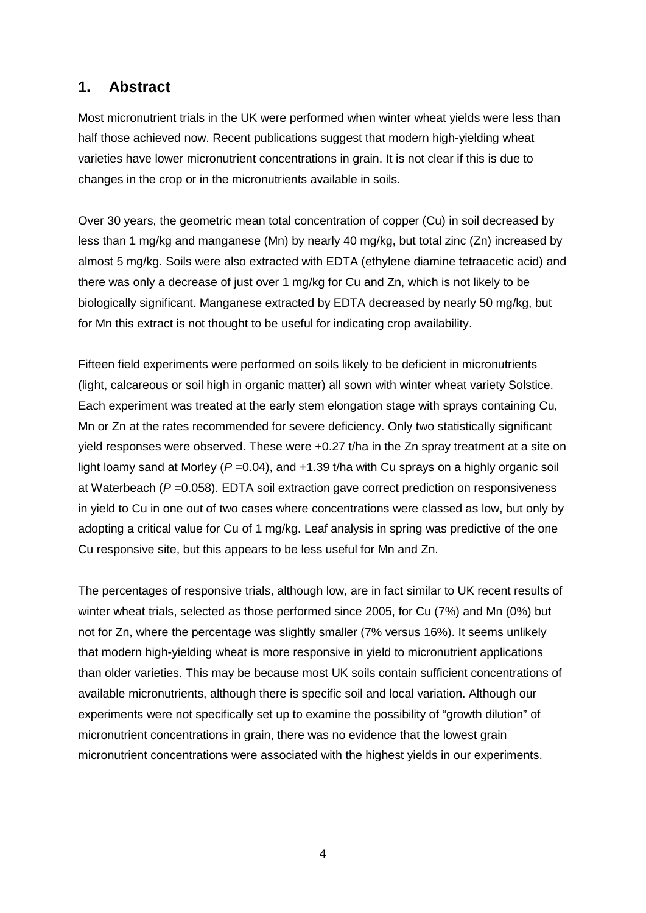## 1. Abstract

Most micronutrient trials in the UK were performed when winter wheat yields were less than half those achieved now. Recent publications suggest that modern high-yielding wheat varieties have lower micronutrient concentrations in grain. It is not clear if this is due to changes in the crop or in the micronutrients available in soils.

Over 30 years, the geometric mean total concentration of copper (Cu) in soil decreased by less than 1 mg/kg and manganese (Mn) by nearly 40 mg/kg, but total zinc (Zn) increased by almost 5 mg/kg. Soils were also extracted with EDTA (ethylene diamine tetraacetic acid) and there was only a decrease of just over 1 mg/kg for Cu and Zn, which is not likely to be biologically significant. Manganese extracted by EDTA decreased by nearly 50 mg/kg, but for Mn this extract is not thought to be useful for indicating crop availability.

Fifteen field experiments were performed on soils likely to be deficient in micronutrients (light, calcareous or soil high in organic matter) all sown with winter wheat variety Solstice. Each experiment was treated at the early stem elongation stage with sprays containing Cu, Mn or Zn at the rates recommended for severe deficiency. Only two statistically significant yield responses were observed. These were +0.27 t/ha in the Zn spray treatment at a site on light loamy sand at Morley ($P = 0.04$), and +1.39 t/ha with Cu sprays on a highly organic soil at Waterbeach ($P = 0.058$). EDTA soil extraction gave correct prediction on responsiveness in yield to Cu in one out of two cases where concentrations were classed as low, but only by adopting a critical value for Cu of 1 mg/kg. Leaf analysis in spring was predictive of the one Cu responsive site, but this appears to be less useful for Mn and Zn.

The percentages of responsive trials, although low, are in fact similar to UK recent results of winter wheat trials, selected as those performed since 2005, for Cu (7%) and Mn (0%) but not for Zn, where the percentage was slightly smaller (7% versus 16%). It seems unlikely that modern high-yielding wheat is more responsive in yield to micronutrient applications than older varieties. This may be because most UK soils contain sufficient concentrations of available micronutrients, although there is specific soil and local variation. Although our experiments were not specifically set up to examine the possibility of "growth dilution" of micronutrient concentrations in grain, there was no evidence that the lowest grain micronutrient concentrations were associated with the highest yields in our experiments.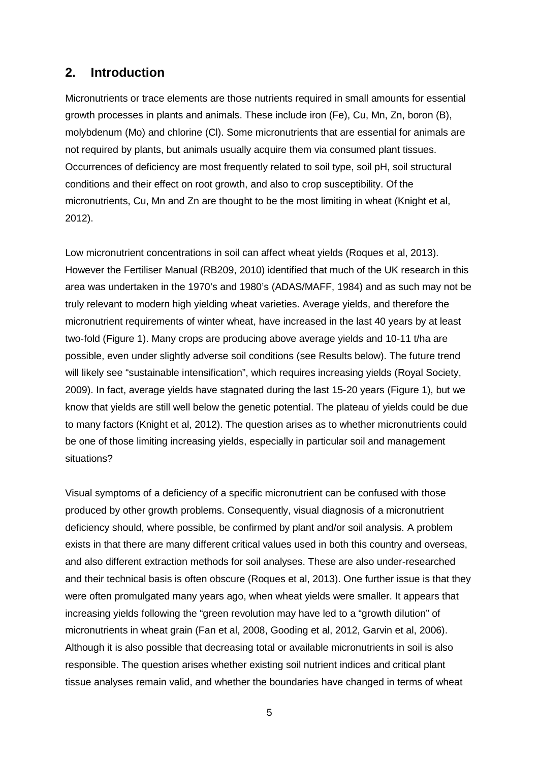## 2. Introduction

Micronutrients or trace elements are those nutrients required in small amounts for essential growth processes in plants and animals. These include iron (Fe), Cu, Mn, Zn, boron (B), molybdenum (Mo) and chlorine (Cl). Some micronutrients that are essential for animals are not required by plants, but animals usually acquire them via consumed plant tissues. Occurrences of deficiency are most frequently related to soil type, soil pH, soil structural conditions and their effect on root growth, and also to crop susceptibility. Of the micronutrients, Cu, Mn and Zn are thought to be the most limiting in wheat (Knight et al, 2012).

Low micronutrient concentrations in soil can affect wheat yields (Roques et al, 2013). However the Fertiliser Manual (RB209, 2010) identified that much of the UK research in this area was undertaken in the 1970's and 1980's (ADAS/MAFF, 1984) and as such may not be truly relevant to modern high yielding wheat varieties. Average yields, and therefore the micronutrient requirements of winter wheat, have increased in the last 40 years by at least two-fold (Figure 1). Many crops are producing above average yields and 10-11 t/ha are possible, even under slightly adverse soil conditions (see Results below). The future trend will likely see "sustainable intensification", which requires increasing yields (Royal Society, 2009). In fact, average yields have stagnated during the last 15-20 years (Figure 1), but we know that yields are still well below the genetic potential. The plateau of yields could be due to many factors (Knight et al, 2012). The question arises as to whether micronutrients could be one of those limiting increasing yields, especially in particular soil and management situations?

Visual symptoms of a deficiency of a specific micronutrient can be confused with those produced by other growth problems. Consequently, visual diagnosis of a micronutrient deficiency should, where possible, be confirmed by plant and/or soil analysis. A problem exists in that there are many different critical values used in both this country and overseas, and also different extraction methods for soil analyses. These are also under-researched and their technical basis is often obscure (Roques et al, 2013). One further issue is that they were often promulgated many years ago, when wheat yields were smaller. It appears that increasing yields following the "green revolution may have led to a "growth dilution" of micronutrients in wheat grain (Fan et al, 2008, Gooding et al, 2012, Garvin et al, 2006). Although it is also possible that decreasing total or available micronutrients in soil is also responsible. The question arises whether existing soil nutrient indices and critical plant tissue analyses remain valid, and whether the boundaries have changed in terms of wheat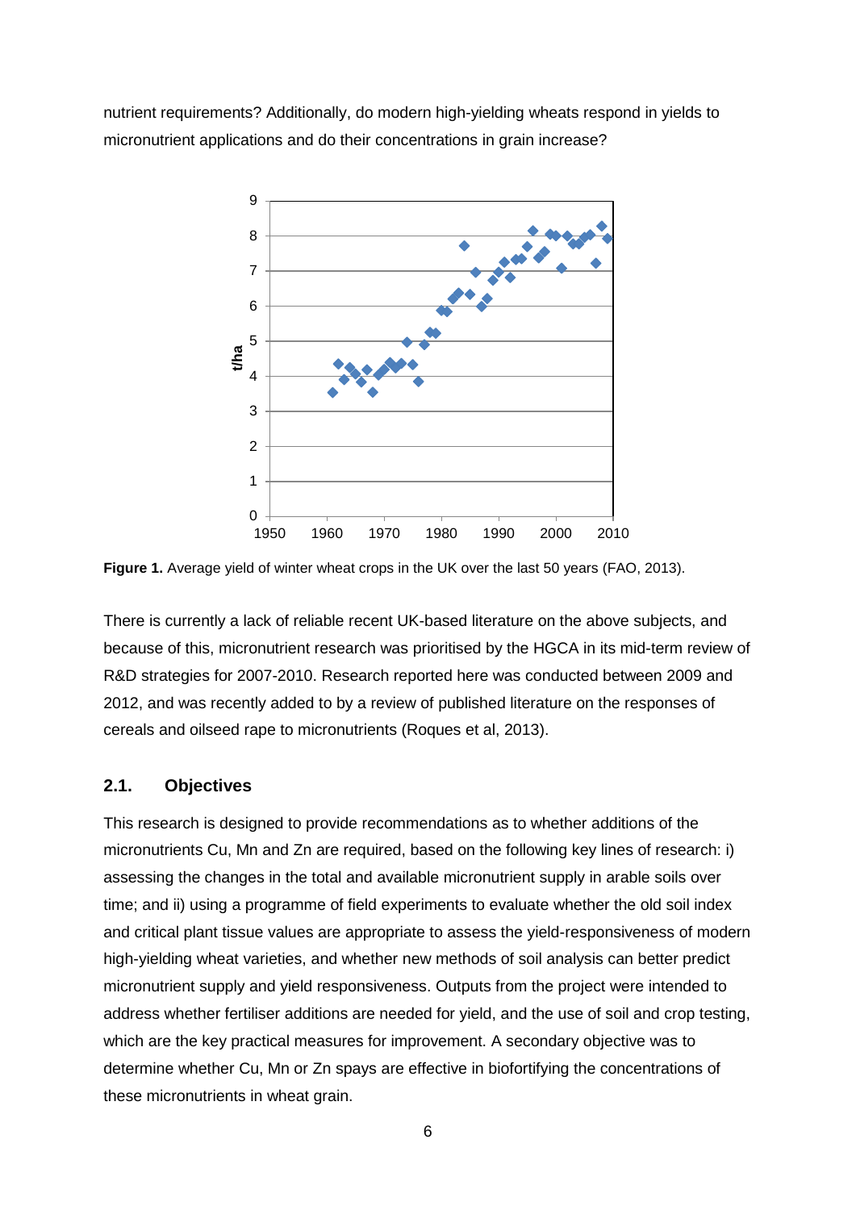nutrient requirements? Additionally, do modern high-yielding wheats respond in yields to micronutrient applications and do their concentrations in grain increase?

**Figure 1.** Average yield of winter wheat crops in the UK over the last 50 years (FAO, 2013).

There is currently a lack of reliable recent UK-based literature on the above subjects, and because of this, micronutrient research was prioritised by the HGCA in its mid-term review of R&D strategies for 2007-2010. Research reported here was conducted between 2009 and 2012, and was recently added to by a review of published literature on the responses of cereals and oilseed rape to micronutrients (Roques et al, 2013).

## 2.1. Objectives

This research is designed to provide recommendations as to whether additions of the micronutrients Cu, Mn and Zn are required, based on the following key lines of research: i) assessing the changes in the total and available micronutrient supply in arable soils over time; and ii) using a programme of field experiments to evaluate whether the old soil index and critical plant tissue values are appropriate to assess the yield-responsiveness of modern high-yielding wheat varieties, and whether new methods of soil analysis can better predict micronutrient supply and yield responsiveness. Outputs from the project were intended to address whether fertiliser additions are needed for yield, and the use of soil and crop testing, which are the key practical measures for improvement. A secondary objective was to determine whether Cu, Mn or Zn spays are effective in biofortifying the concentrations of these micronutrients in wheat grain.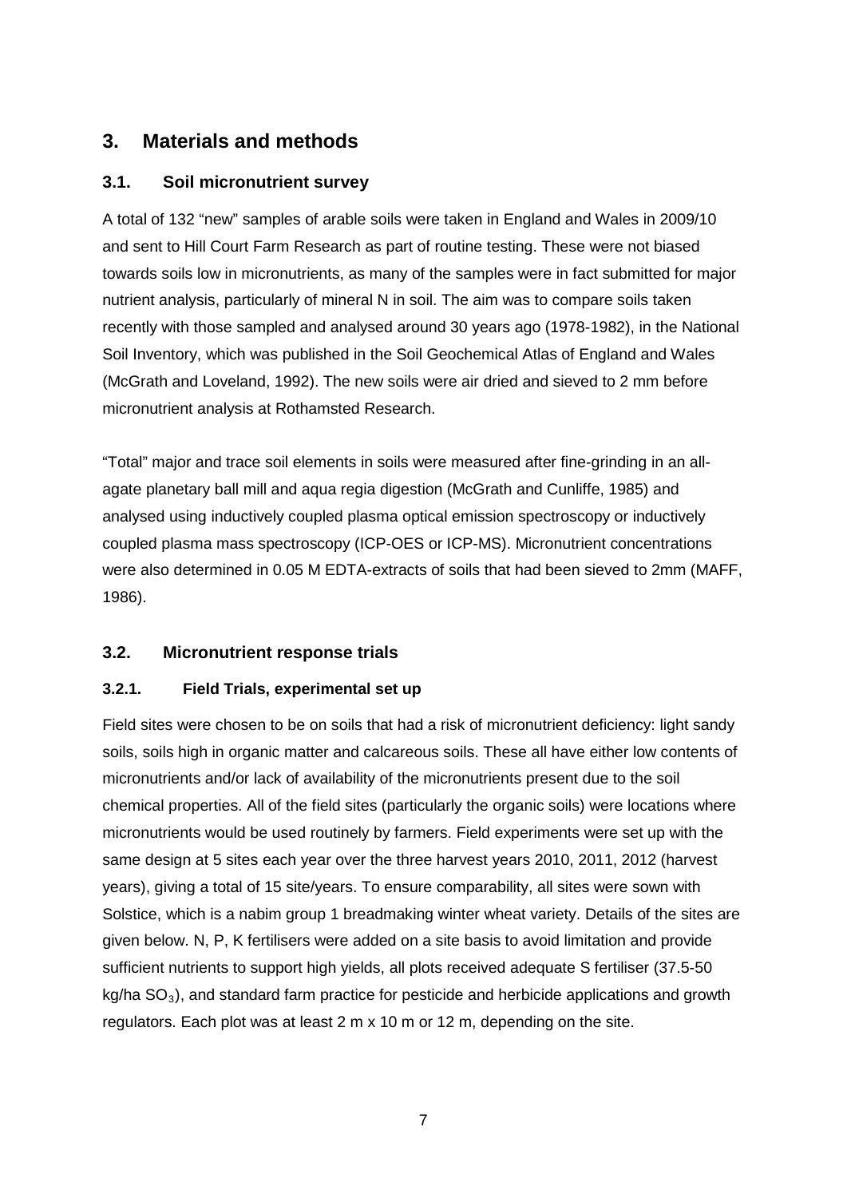# 3. Materials and methods

## 3.1. Soil micronutrient survey

A total of 132 "new" samples of arable soils were taken in England and Wales in 2009/10 and sent to Hill Court Farm Research as part of routine testing. These were not biased towards soils low in micronutrients, as many of the samples were in fact submitted for major nutrient analysis, particularly of mineral N in soil. The aim was to compare soils taken recently with those sampled and analysed around 30 years ago (1978-1982), in the National Soil Inventory, which was published in the Soil Geochemical Atlas of England and Wales (McGrath and Loveland, 1992). The new soils were air dried and sieved to 2 mm before micronutrient analysis at Rothamsted Research.

"Total" major and trace soil elements in soils were measured after fine-grinding in an all-agate planetary ball mill and aqua regia digestion (McGrath and Cunliffe, 1985) and analysed using inductively coupled plasma optical emission spectroscopy or inductively coupled plasma mass spectroscopy (ICP-OES or ICP-MS). Micronutrient concentrations were also determined in 0.05 M EDTA-extracts of soils that had been sieved to 2mm (MAFF, 1986).

## 3.2. Micronutrient response trials

### 3.2.1. Field Trials, experimental set up

Field sites were chosen to be on soils that had a risk of micronutrient deficiency: light sandy soils, soils high in organic matter and calcareous soils. These all have either low contents of micronutrients and/or lack of availability of the micronutrients present due to the soil chemical properties. All of the field sites (particularly the organic soils) were locations where micronutrients would be used routinely by farmers. Field experiments were set up with the same design at 5 sites each year over the three harvest years 2010, 2011, 2012 (harvest years), giving a total of 15 site/years. To ensure comparability, all sites were sown with Solstice, which is a nabim group 1 breadmaking winter wheat variety. Details of the sites are given below. N, P, K fertilisers were added on a site basis to avoid limitation and provide sufficient nutrients to support high yields, all plots received adequate S fertiliser (37.5-50 kg/ha $SO_3$), and standard farm practice for pesticide and herbicide applications and growth regulators. Each plot was at least 2 m x 10 m or 12 m, depending on the site.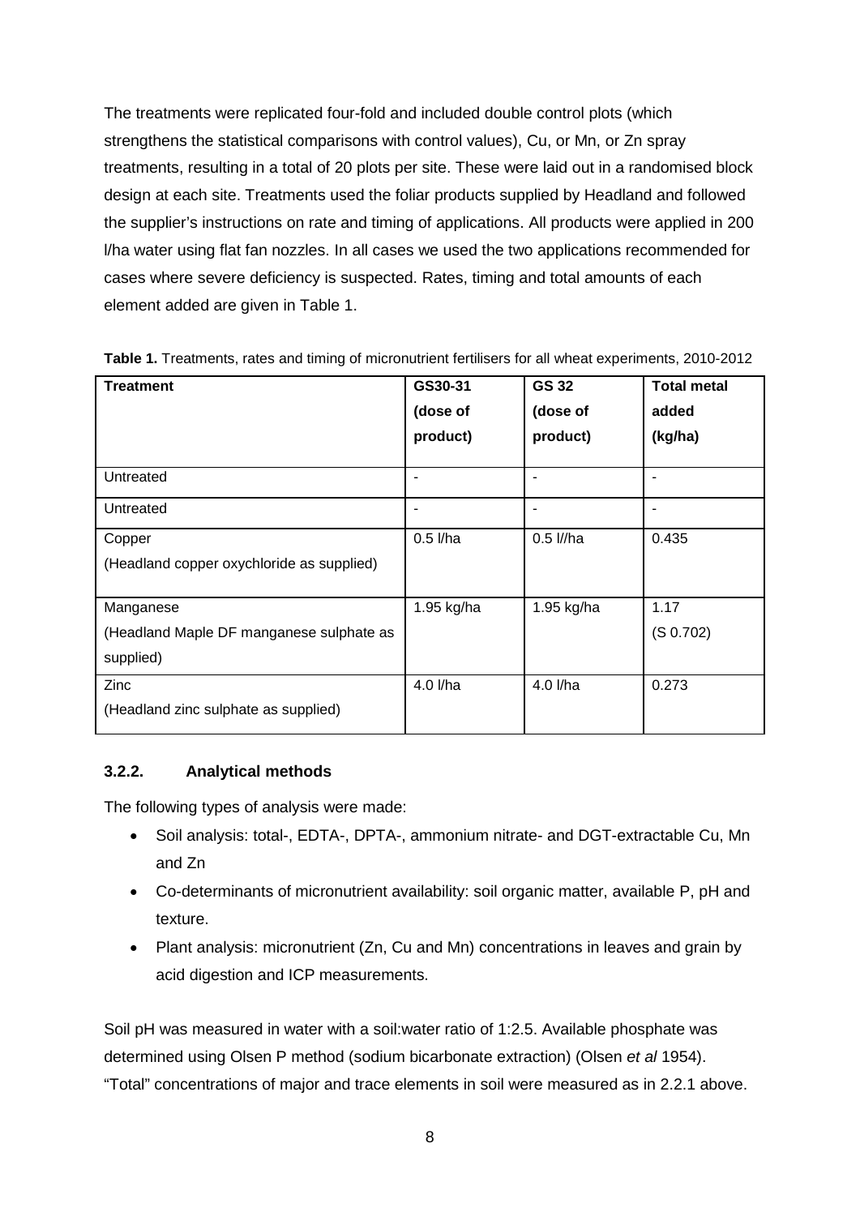The treatments were replicated four-fold and included double control plots (which strengthens the statistical comparisons with control values), Cu, or Mn, or Zn spray treatments, resulting in a total of 20 plots per site. These were laid out in a randomised block design at each site. Treatments used the foliar products supplied by Headland and followed the supplier's instructions on rate and timing of applications. All products were applied in 200 l/ha water using flat fan nozzles. In all cases we used the two applications recommended for cases where severe deficiency is suspected. Rates, timing and total amounts of each element added are given in Table 1.

**Table 1.** Treatments, rates and timing of micronutrient fertilisers for all wheat experiments, 2010-2012

| Treatment | GS30-31 (dose of product) | GS 32 (dose of product) | Total metal added (kg/ha) |
|---|---|---|---|
| Untreated | - | - | - |
| Untreated | - | - | - |
| Copper (Headland copper oxychloride as supplied) | 0.5 l/ha | 0.5 l//ha | 0.435 |
| Manganese (Headland Maple DF manganese sulphate as supplied) | 1.95 kg/ha | 1.95 kg/ha | 1.17 (S 0.702) |
| Zinc (Headland zinc sulphate as supplied) | 4.0 l/ha | 4.0 l/ha | 0.273 |

### 3.2.2. Analytical methods

The following types of analysis were made:

- Soil analysis: total-, EDTA-, DPTA-, ammonium nitrate- and DGT-extractable Cu, Mn and Zn
- Co-determinants of micronutrient availability: soil organic matter, available P, pH and texture.
- Plant analysis: micronutrient (Zn, Cu and Mn) concentrations in leaves and grain by acid digestion and ICP measurements.

Soil pH was measured in water with a soil:water ratio of 1:2.5. Available phosphate was determined using Olsen P method (sodium bicarbonate extraction) (Olsen *et al* 1954). "Total" concentrations of major and trace elements in soil were measured as in 2.2.1 above.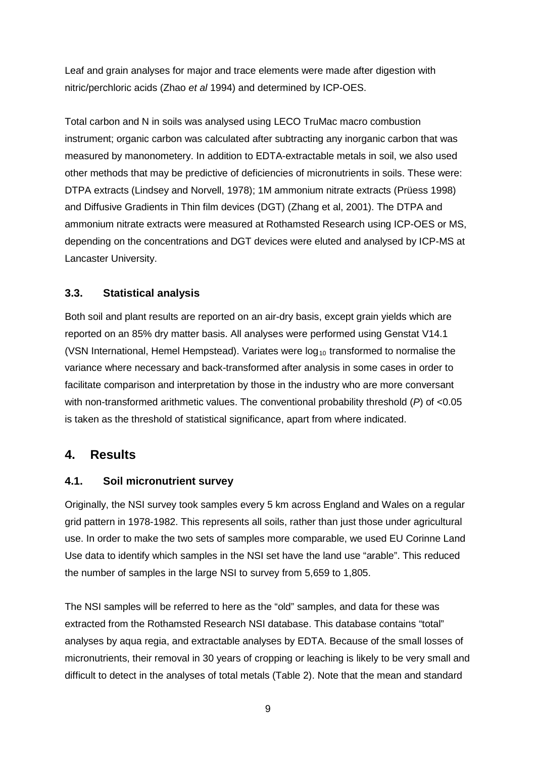Leaf and grain analyses for major and trace elements were made after digestion with nitric/perchloric acids (Zhao *et al* 1994) and determined by ICP-OES.

Total carbon and N in soils was analysed using LECO TruMac macro combustion instrument; organic carbon was calculated after subtracting any inorganic carbon that was measured by manonometery. In addition to EDTA-extractable metals in soil, we also used other methods that may be predictive of deficiencies of micronutrients in soils. These were: DTPA extracts (Lindsey and Norvell, 1978); 1M ammonium nitrate extracts (Prüess 1998) and Diffusive Gradients in Thin film devices (DGT) (Zhang et al, 2001). The DTPA and ammonium nitrate extracts were measured at Rothamsted Research using ICP-OES or MS, depending on the concentrations and DGT devices were eluted and analysed by ICP-MS at Lancaster University.

### 3.3. Statistical analysis

Both soil and plant results are reported on an air-dry basis, except grain yields which are reported on an 85% dry matter basis. All analyses were performed using Genstat V14.1 (VSN International, Hemel Hempstead). Variates were $\log_{10}$ transformed to normalise the variance where necessary and back-transformed after analysis in some cases in order to facilitate comparison and interpretation by those in the industry who are more conversant with non-transformed arithmetic values. The conventional probability threshold ($P$) of <0.05 is taken as the threshold of statistical significance, apart from where indicated.

## 4. Results

### 4.1. Soil micronutrient survey

Originally, the NSI survey took samples every 5 km across England and Wales on a regular grid pattern in 1978-1982. This represents all soils, rather than just those under agricultural use. In order to make the two sets of samples more comparable, we used EU Corinne Land Use data to identify which samples in the NSI set have the land use "arable". This reduced the number of samples in the large NSI to survey from 5,659 to 1,805.

The NSI samples will be referred to here as the "old" samples, and data for these was extracted from the Rothamsted Research NSI database. This database contains "total" analyses by aqua regia, and extractable analyses by EDTA. Because of the small losses of micronutrients, their removal in 30 years of cropping or leaching is likely to be very small and difficult to detect in the analyses of total metals (Table 2). Note that the mean and standard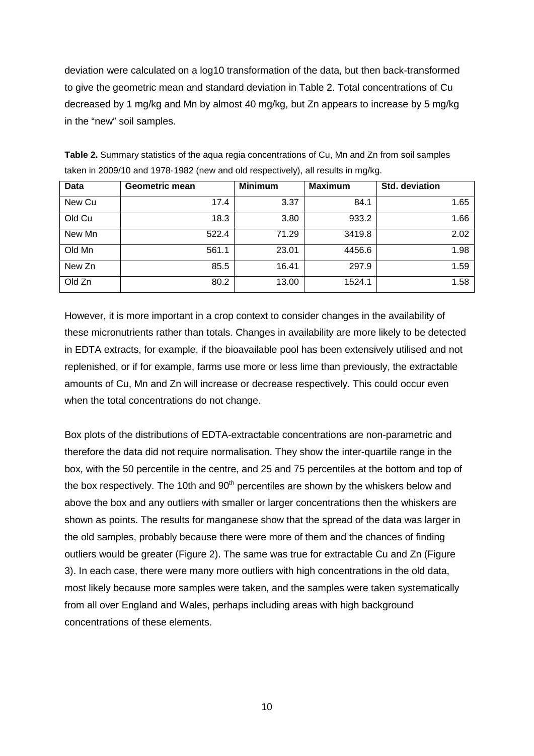deviation were calculated on a log10 transformation of the data, but then back-transformed to give the geometric mean and standard deviation in Table 2. Total concentrations of Cu decreased by 1 mg/kg and Mn by almost 40 mg/kg, but Zn appears to increase by 5 mg/kg in the "new" soil samples.

**Table 2.** Summary statistics of the aqua regia concentrations of Cu, Mn and Zn from soil samples taken in 2009/10 and 1978-1982 (new and old respectively), all results in mg/kg.

| Data | Geometric mean | Minimum | Maximum | Std. deviation |
|---|---|---|---|---|
| New Cu | 17.4 | 3.37 | 84.1 | 1.65 |
| Old Cu | 18.3 | 3.80 | 933.2 | 1.66 |
| New Mn | 522.4 | 71.29 | 3419.8 | 2.02 |
| Old Mn | 561.1 | 23.01 | 4456.6 | 1.98 |
| New Zn | 85.5 | 16.41 | 297.9 | 1.59 |
| Old Zn | 80.2 | 13.00 | 1524.1 | 1.58 |

However, it is more important in a crop context to consider changes in the availability of these micronutrients rather than totals. Changes in availability are more likely to be detected in EDTA extracts, for example, if the bioavailable pool has been extensively utilised and not replenished, or if for example, farms use more or less lime than previously, the extractable amounts of Cu, Mn and Zn will increase or decrease respectively. This could occur even when the total concentrations do not change.

Box plots of the distributions of EDTA-extractable concentrations are non-parametric and therefore the data did not require normalisation. They show the inter-quartile range in the box, with the 50 percentile in the centre, and 25 and 75 percentiles at the bottom and top of the box respectively. The 10th and 90$^{th}$ percentiles are shown by the whiskers below and above the box and any outliers with smaller or larger concentrations then the whiskers are shown as points. The results for manganese show that the spread of the data was larger in the old samples, probably because there were more of them and the chances of finding outliers would be greater (Figure 2). The same was true for extractable Cu and Zn (Figure 3). In each case, there were many more outliers with high concentrations in the old data, most likely because more samples were taken, and the samples were taken systematically from all over England and Wales, perhaps including areas with high background concentrations of these elements.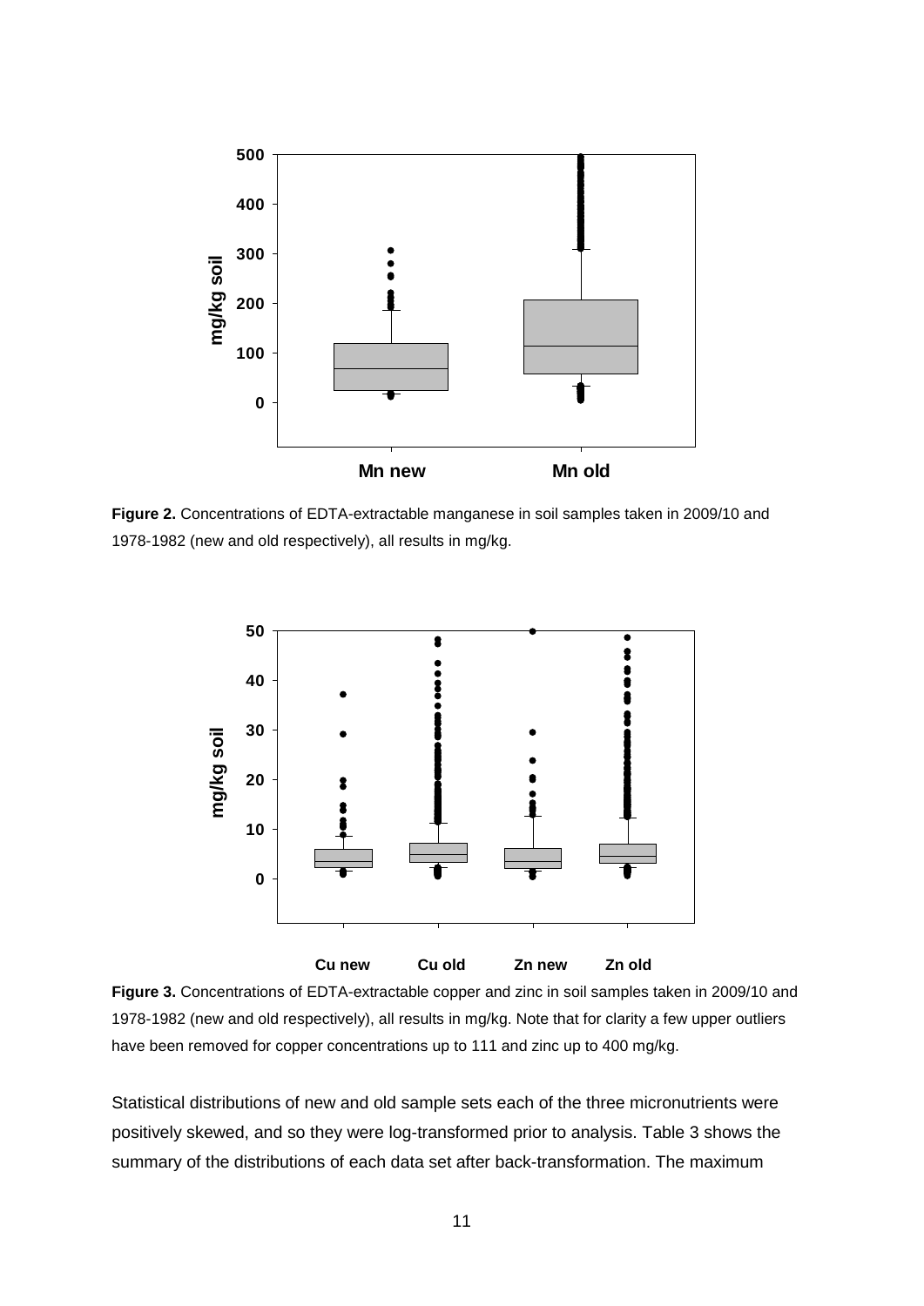**Figure 2.** Concentrations of EDTA-extractable manganese in soil samples taken in 2009/10 and 1978-1982 (new and old respectively), all results in mg/kg.

**Figure 3.** Concentrations of EDTA-extractable copper and zinc in soil samples taken in 2009/10 and 1978-1982 (new and old respectively), all results in mg/kg. Note that for clarity a few upper outliers have been removed for copper concentrations up to 111 and zinc up to 400 mg/kg.

Statistical distributions of new and old sample sets each of the three micronutrients were positively skewed, and so they were log-transformed prior to analysis. Table 3 shows the summary of the distributions of each data set after back-transformation. The maximum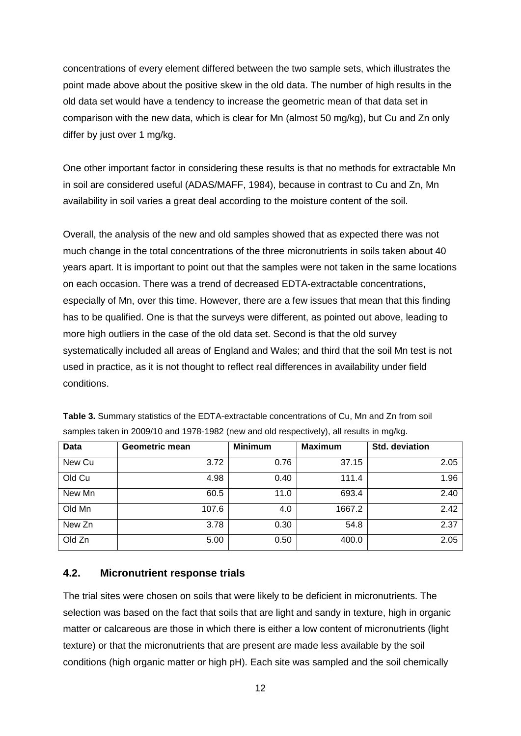concentrations of every element differed between the two sample sets, which illustrates the point made above about the positive skew in the old data. The number of high results in the old data set would have a tendency to increase the geometric mean of that data set in comparison with the new data, which is clear for Mn (almost 50 mg/kg), but Cu and Zn only differ by just over 1 mg/kg.

One other important factor in considering these results is that no methods for extractable Mn in soil are considered useful (ADAS/MAFF, 1984), because in contrast to Cu and Zn, Mn availability in soil varies a great deal according to the moisture content of the soil.

Overall, the analysis of the new and old samples showed that as expected there was not much change in the total concentrations of the three micronutrients in soils taken about 40 years apart. It is important to point out that the samples were not taken in the same locations on each occasion. There was a trend of decreased EDTA-extractable concentrations, especially of Mn, over this time. However, there are a few issues that mean that this finding has to be qualified. One is that the surveys were different, as pointed out above, leading to more high outliers in the case of the old data set. Second is that the old survey systematically included all areas of England and Wales; and third that the soil Mn test is not used in practice, as it is not thought to reflect real differences in availability under field conditions.

**Table 3.** Summary statistics of the EDTA-extractable concentrations of Cu, Mn and Zn from soil samples taken in 2009/10 and 1978-1982 (new and old respectively), all results in mg/kg.

| Data | Geometric mean | Minimum | Maximum | Std. deviation |
|---|---|---|---|---|
| New Cu | 3.72 | 0.76 | 37.15 | 2.05 |
| Old Cu | 4.98 | 0.40 | 111.4 | 1.96 |
| New Mn | 60.5 | 11.0 | 693.4 | 2.40 |
| Old Mn | 107.6 | 4.0 | 1667.2 | 2.42 |
| New Zn | 3.78 | 0.30 | 54.8 | 2.37 |
| Old Zn | 5.00 | 0.50 | 400.0 | 2.05 |

### 4.2. Micronutrient response trials

The trial sites were chosen on soils that were likely to be deficient in micronutrients. The selection was based on the fact that soils that are light and sandy in texture, high in organic matter or calcareous are those in which there is either a low content of micronutrients (light texture) or that the micronutrients that are present are made less available by the soil conditions (high organic matter or high pH). Each site was sampled and the soil chemically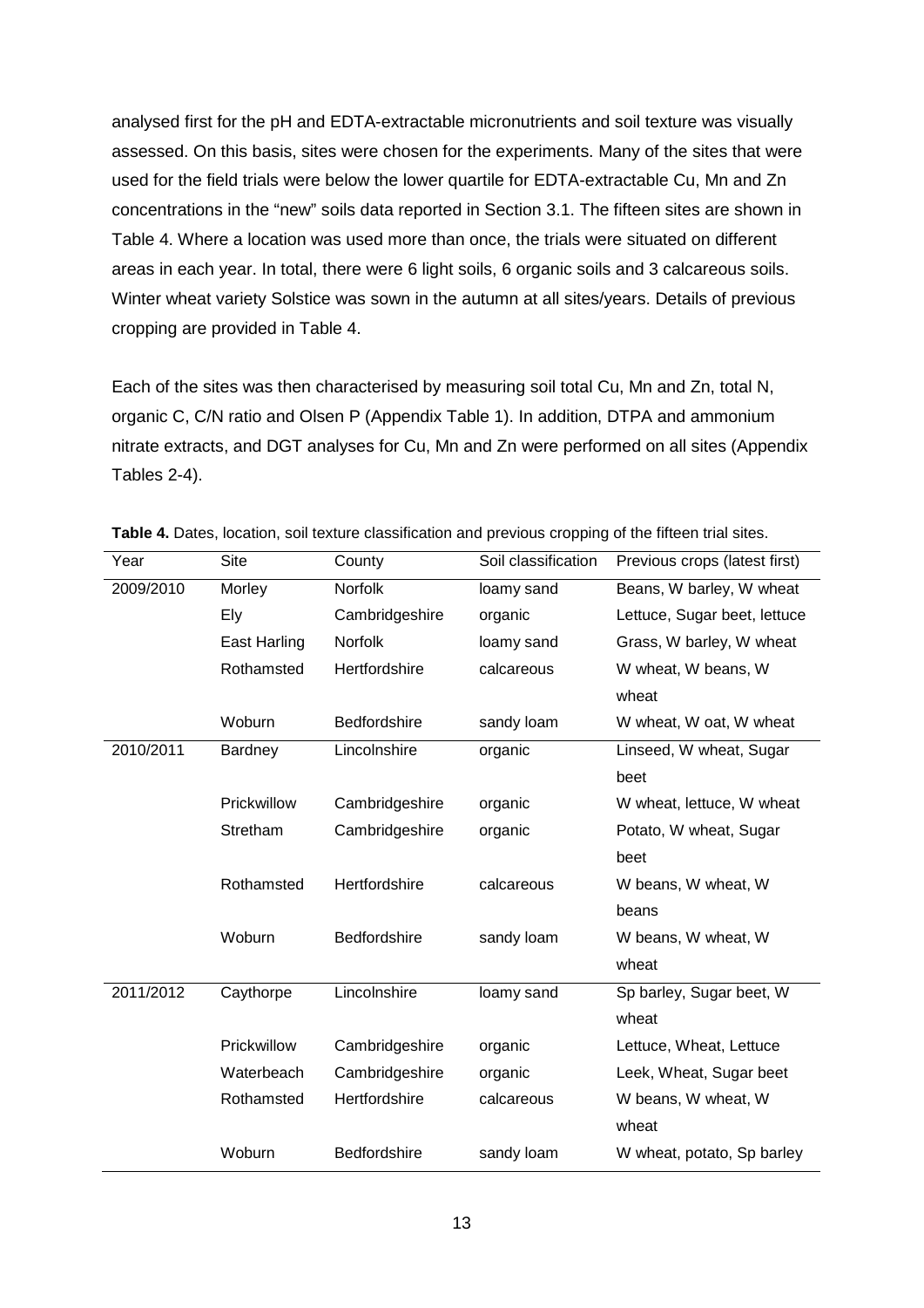analysed first for the pH and EDTA-extractable micronutrients and soil texture was visually assessed. On this basis, sites were chosen for the experiments. Many of the sites that were used for the field trials were below the lower quartile for EDTA-extractable Cu, Mn and Zn concentrations in the "new" soils data reported in Section 3.1. The fifteen sites are shown in Table 4. Where a location was used more than once, the trials were situated on different areas in each year. In total, there were 6 light soils, 6 organic soils and 3 calcareous soils. Winter wheat variety Solstice was sown in the autumn at all sites/years. Details of previous cropping are provided in Table 4.

Each of the sites was then characterised by measuring soil total Cu, Mn and Zn, total N, organic C, C/N ratio and Olsen P (Appendix Table 1). In addition, DTPA and ammonium nitrate extracts, and DGT analyses for Cu, Mn and Zn were performed on all sites (Appendix Tables 2-4).

**Table 4.** Dates, location, soil texture classification and previous cropping of the fifteen trial sites.

| Year | Site | County | Soil classification | Previous crops (latest first) |
|---|---|---|---|---|
| 2009/2010 | Morley | Norfolk | loamy sand | Beans, W barley, W wheat |
| | Ely | Cambridgeshire | organic | Lettuce, Sugar beet, lettuce |
| | East Harling | Norfolk | loamy sand | Grass, W barley, W wheat |
| | Rothamsted | Hertfordshire | calcareous | W wheat, W beans, W wheat |
| | Woburn | Bedfordshire | sandy loam | W wheat, W oat, W wheat |
| 2010/2011 | Bardney | Lincolnshire | organic | Linseed, W wheat, Sugar beet |
| | Prickwillow | Cambridgeshire | organic | W wheat, lettuce, W wheat |
| | Stretham | Cambridgeshire | organic | Potato, W wheat, Sugar beet |
| | Rothamsted | Hertfordshire | calcareous | W beans, W wheat, W beans |
| | Woburn | Bedfordshire | sandy loam | W beans, W wheat, W wheat |
| 2011/2012 | Caythorpe | Lincolnshire | loamy sand | Sp barley, Sugar beet, W wheat |
| | Prickwillow | Cambridgeshire | organic | Lettuce, Wheat, Lettuce |
| | Waterbeach | Cambridgeshire | organic | Leek, Wheat, Sugar beet |
| | Rothamsted | Hertfordshire | calcareous | W beans, W wheat, W wheat |
| | Woburn | Bedfordshire | sandy loam | W wheat, potato, Sp barley |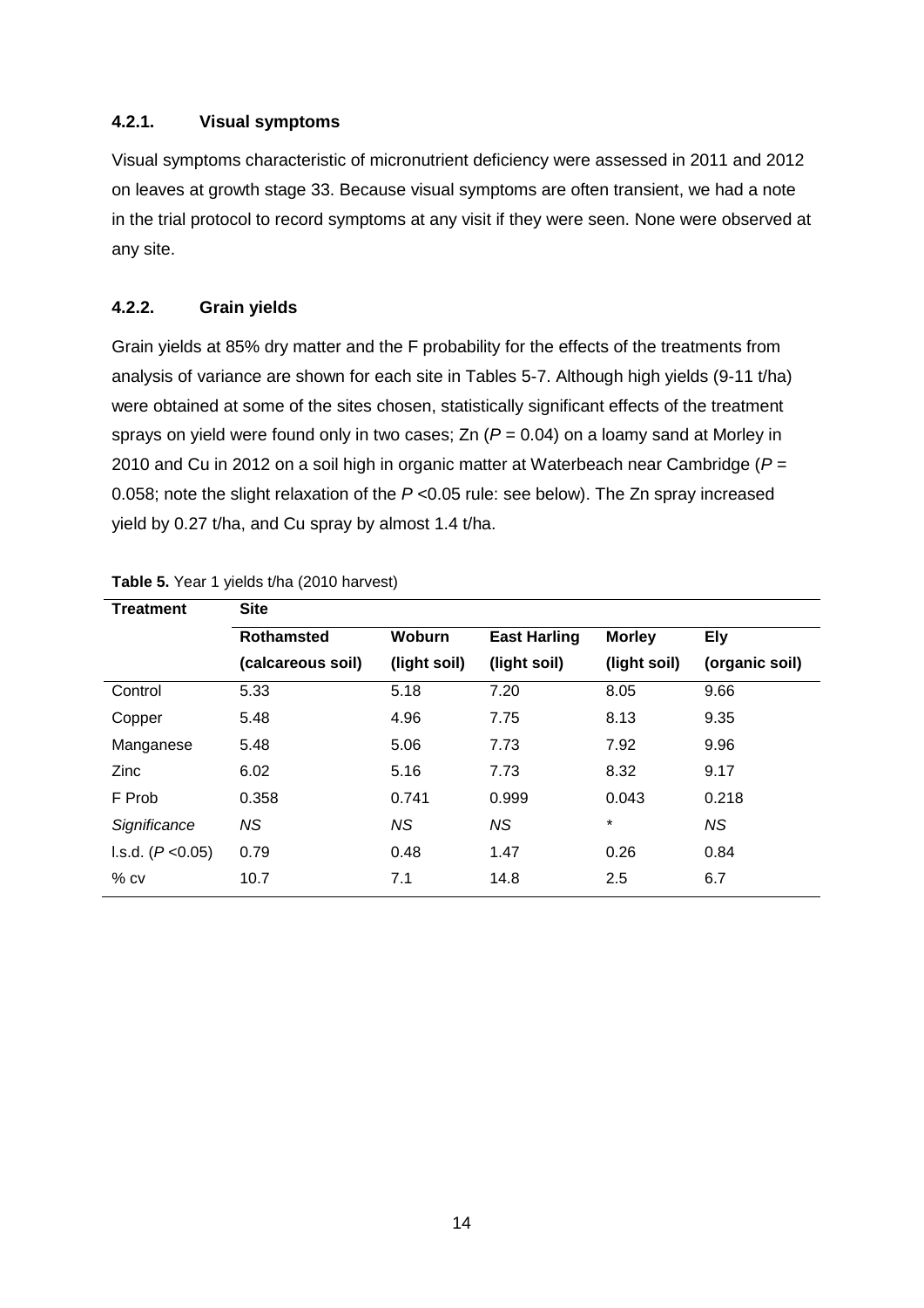### 4.2.1. Visual symptoms

Visual symptoms characteristic of micronutrient deficiency were assessed in 2011 and 2012 on leaves at growth stage 33. Because visual symptoms are often transient, we had a note in the trial protocol to record symptoms at any visit if they were seen. None were observed at any site.

### 4.2.2. Grain yields

Grain yields at 85% dry matter and the F probability for the effects of the treatments from analysis of variance are shown for each site in Tables 5-7. Although high yields (9-11 t/ha) were obtained at some of the sites chosen, statistically significant effects of the treatment sprays on yield were found only in two cases; Zn ($P$ = 0.04) on a loamy sand at Morley in 2010 and Cu in 2012 on a soil high in organic matter at Waterbeach near Cambridge ($P$ = 0.058; note the slight relaxation of the $P$ <0.05 rule: see below). The Zn spray increased yield by 0.27 t/ha, and Cu spray by almost 1.4 t/ha.

**Table 5.** Year 1 yields t/ha (2010 harvest)

| Treatment | Site | | | | |
|---|---|---|---|---|---|
| | Rothamsted (calcareous soil) | Woburn (light soil) | East Harling (light soil) | Morley (light soil) | Ely (organic soil) |
| Control | 5.33 | 5.18 | 7.20 | 8.05 | 9.66 |
| Copper | 5.48 | 4.96 | 7.75 | 8.13 | 9.35 |
| Manganese | 5.48 | 5.06 | 7.73 | 7.92 | 9.96 |
| Zinc | 6.02 | 5.16 | 7.73 | 8.32 | 9.17 |
| F Prob | 0.358 | 0.741 | 0.999 | 0.043 | 0.218 |
| *Significance* | *NS* | *NS* | *NS* | * | *NS* |
| l.s.d. ($P$ <0.05) | 0.79 | 0.48 | 1.47 | 0.26 | 0.84 |
| % cv | 10.7 | 7.1 | 14.8 | 2.5 | 6.7 |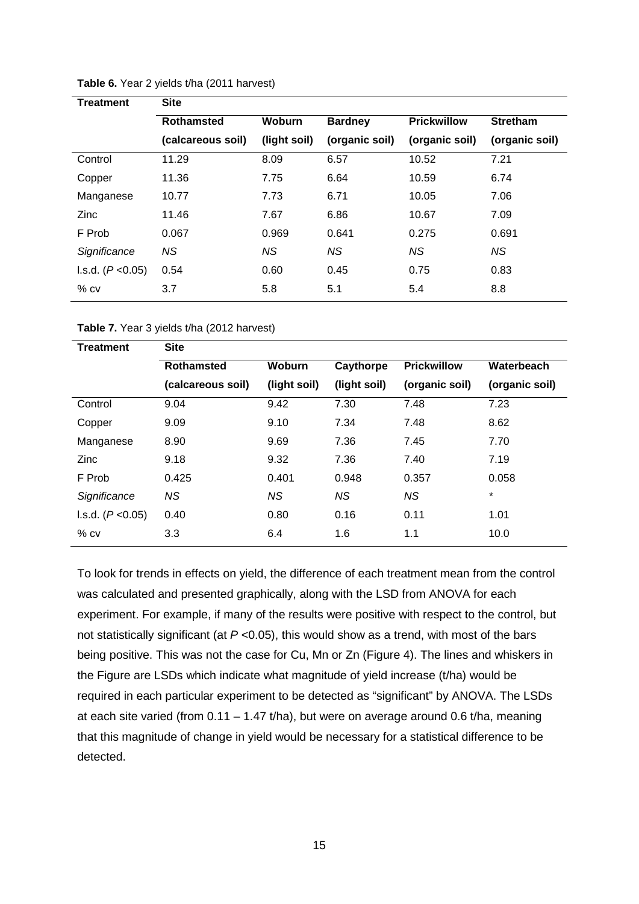**Table 6.** Year 2 yields t/ha (2011 harvest)

| Treatment | Site | | | | |
|---|---|---|---|---|---|
| | **Rothamsted (calcareous soil)** | **Woburn (light soil)** | **Bardney (organic soil)** | **Prickwillow (organic soil)** | **Stretham (organic soil)** |
| Control | 11.29 | 8.09 | 6.57 | 10.52 | 7.21 |
| Copper | 11.36 | 7.75 | 6.64 | 10.59 | 6.74 |
| Manganese | 10.77 | 7.73 | 6.71 | 10.05 | 7.06 |
| Zinc | 11.46 | 7.67 | 6.86 | 10.67 | 7.09 |
| F Prob | 0.067 | 0.969 | 0.641 | 0.275 | 0.691 |
| *Significance* | *NS* | *NS* | *NS* | *NS* | *NS* |
| l.s.d. ($P$ <0.05) | 0.54 | 0.60 | 0.45 | 0.75 | 0.83 |
| % cv | 3.7 | 5.8 | 5.1 | 5.4 | 8.8 |

**Table 7.** Year 3 yields t/ha (2012 harvest)

| Treatment | Site | | | | |
|---|---|---|---|---|---|
| | **Rothamsted (calcareous soil)** | **Woburn (light soil)** | **Caythorpe (light soil)** | **Prickwillow (organic soil)** | **Waterbeach (organic soil)** |
| Control | 9.04 | 9.42 | 7.30 | 7.48 | 7.23 |
| Copper | 9.09 | 9.10 | 7.34 | 7.48 | 8.62 |
| Manganese | 8.90 | 9.69 | 7.36 | 7.45 | 7.70 |
| Zinc | 9.18 | 9.32 | 7.36 | 7.40 | 7.19 |
| F Prob | 0.425 | 0.401 | 0.948 | 0.357 | 0.058 |
| *Significance* | *NS* | *NS* | *NS* | *NS* | * |
| l.s.d. ($P$ <0.05) | 0.40 | 0.80 | 0.16 | 0.11 | 1.01 |
| % cv | 3.3 | 6.4 | 1.6 | 1.1 | 10.0 |

To look for trends in effects on yield, the difference of each treatment mean from the control was calculated and presented graphically, along with the LSD from ANOVA for each experiment. For example, if many of the results were positive with respect to the control, but not statistically significant (at $P$ <0.05), this would show as a trend, with most of the bars being positive. This was not the case for Cu, Mn or Zn (Figure 4). The lines and whiskers in the Figure are LSDs which indicate what magnitude of yield increase (t/ha) would be required in each particular experiment to be detected as "significant" by ANOVA. The LSDs at each site varied (from 0.11 – 1.47 t/ha), but were on average around 0.6 t/ha, meaning that this magnitude of change in yield would be necessary for a statistical difference to be detected.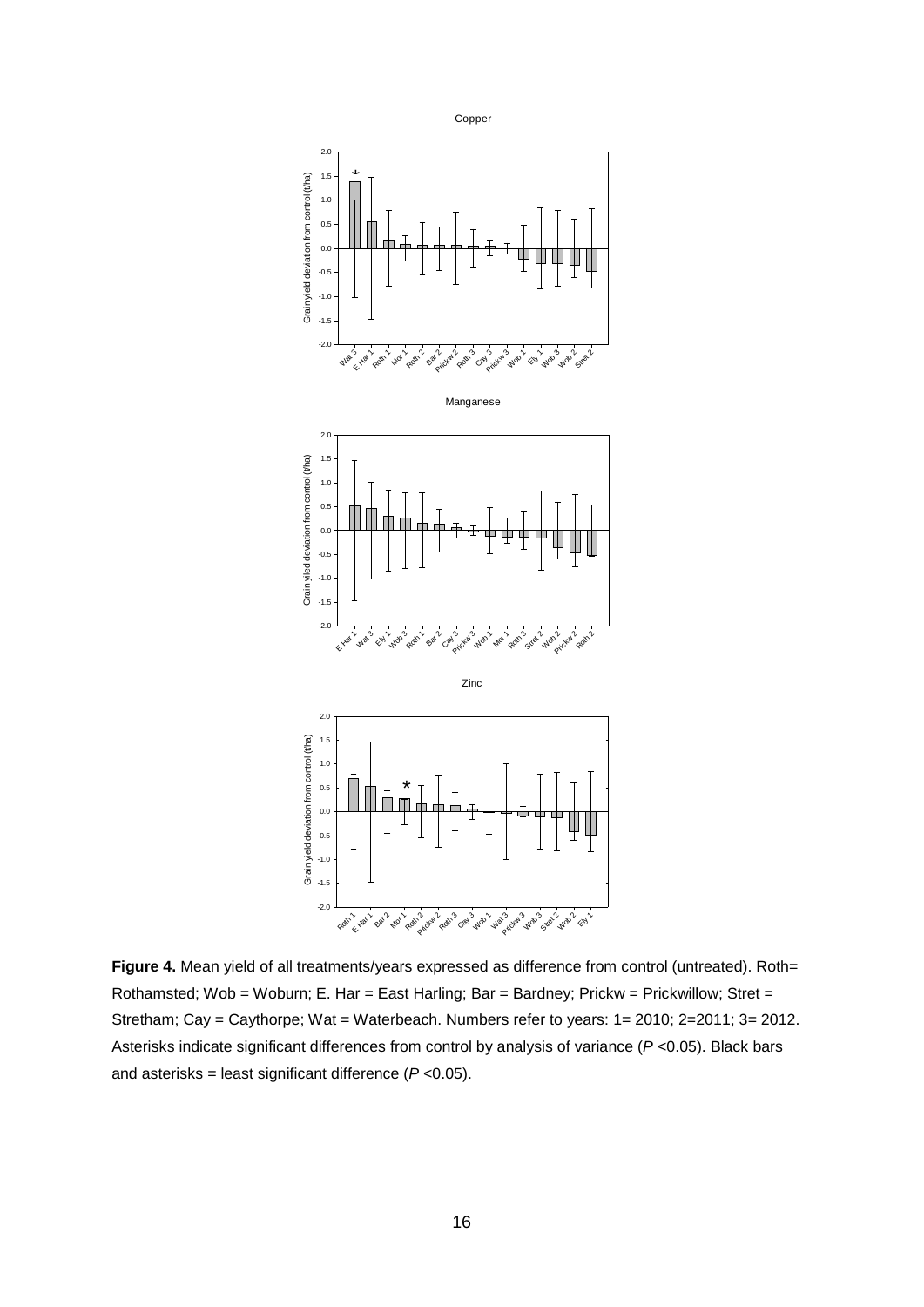**Figure 4.** Mean yield of all treatments/years expressed as difference from control (untreated). Roth= Rothamsted; Wob = Woburn; E. Har = East Harling; Bar = Bardney; Prickw = Prickwillow; Stret = Stretham; Cay = Caythorpe; Wat = Waterbeach. Numbers refer to years: 1= 2010; 2=2011; 3= 2012. Asterisks indicate significant differences from control by analysis of variance (*P* <0.05). Black bars and asterisks = least significant difference (*P* <0.05).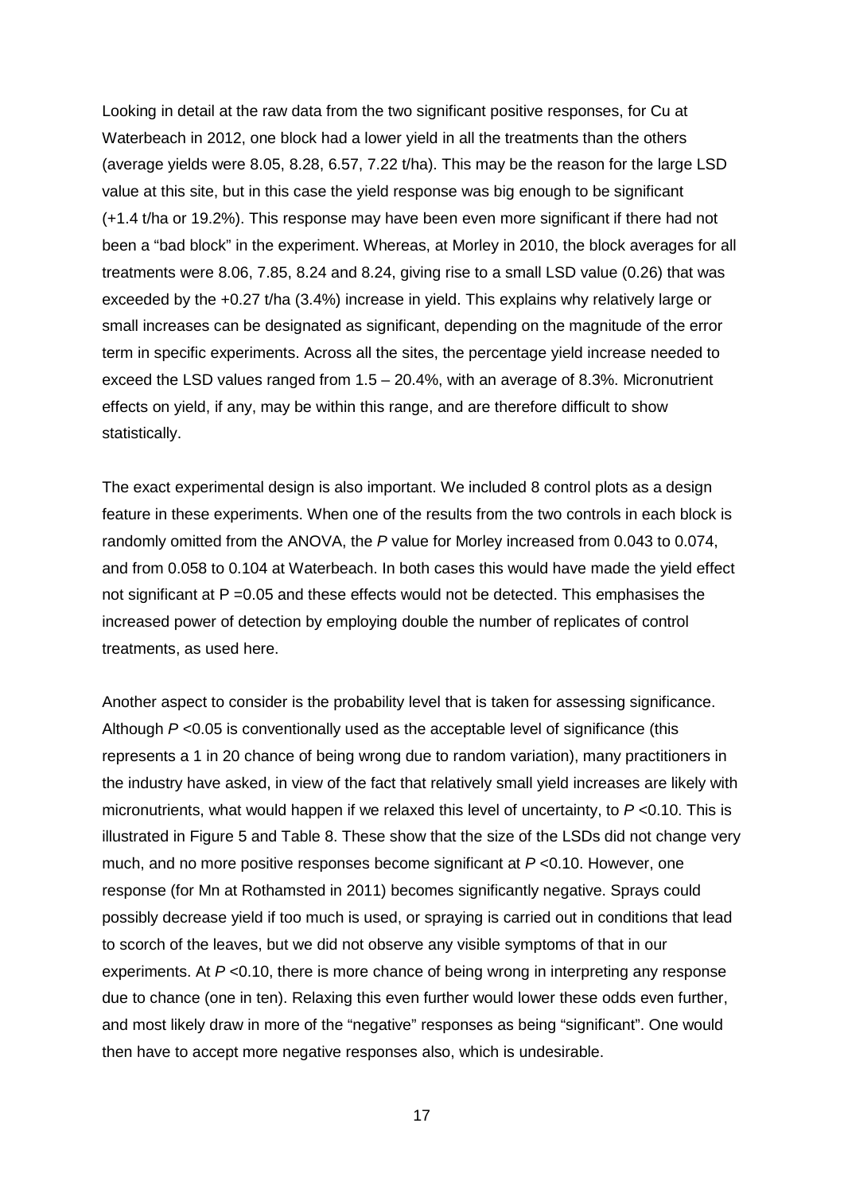Looking in detail at the raw data from the two significant positive responses, for Cu at Waterbeach in 2012, one block had a lower yield in all the treatments than the others (average yields were 8.05, 8.28, 6.57, 7.22 t/ha). This may be the reason for the large LSD value at this site, but in this case the yield response was big enough to be significant (+1.4 t/ha or 19.2%). This response may have been even more significant if there had not been a "bad block" in the experiment. Whereas, at Morley in 2010, the block averages for all treatments were 8.06, 7.85, 8.24 and 8.24, giving rise to a small LSD value (0.26) that was exceeded by the +0.27 t/ha (3.4%) increase in yield. This explains why relatively large or small increases can be designated as significant, depending on the magnitude of the error term in specific experiments. Across all the sites, the percentage yield increase needed to exceed the LSD values ranged from 1.5 – 20.4%, with an average of 8.3%. Micronutrient effects on yield, if any, may be within this range, and are therefore difficult to show statistically.

The exact experimental design is also important. We included 8 control plots as a design feature in these experiments. When one of the results from the two controls in each block is randomly omitted from the ANOVA, the $P$ value for Morley increased from 0.043 to 0.074, and from 0.058 to 0.104 at Waterbeach. In both cases this would have made the yield effect not significant at $P = 0.05$ and these effects would not be detected. This emphasises the increased power of detection by employing double the number of replicates of control treatments, as used here.

Another aspect to consider is the probability level that is taken for assessing significance. Although $P < 0.05$ is conventionally used as the acceptable level of significance (this represents a 1 in 20 chance of being wrong due to random variation), many practitioners in the industry have asked, in view of the fact that relatively small yield increases are likely with micronutrients, what would happen if we relaxed this level of uncertainty, to $P < 0.10$. This is illustrated in Figure 5 and Table 8. These show that the size of the LSDs did not change very much, and no more positive responses become significant at $P < 0.10$. However, one response (for Mn at Rothamsted in 2011) becomes significantly negative. Sprays could possibly decrease yield if too much is used, or spraying is carried out in conditions that lead to scorch of the leaves, but we did not observe any visible symptoms of that in our experiments. At $P < 0.10$, there is more chance of being wrong in interpreting any response due to chance (one in ten). Relaxing this even further would lower these odds even further, and most likely draw in more of the "negative" responses as being "significant". One would then have to accept more negative responses also, which is undesirable.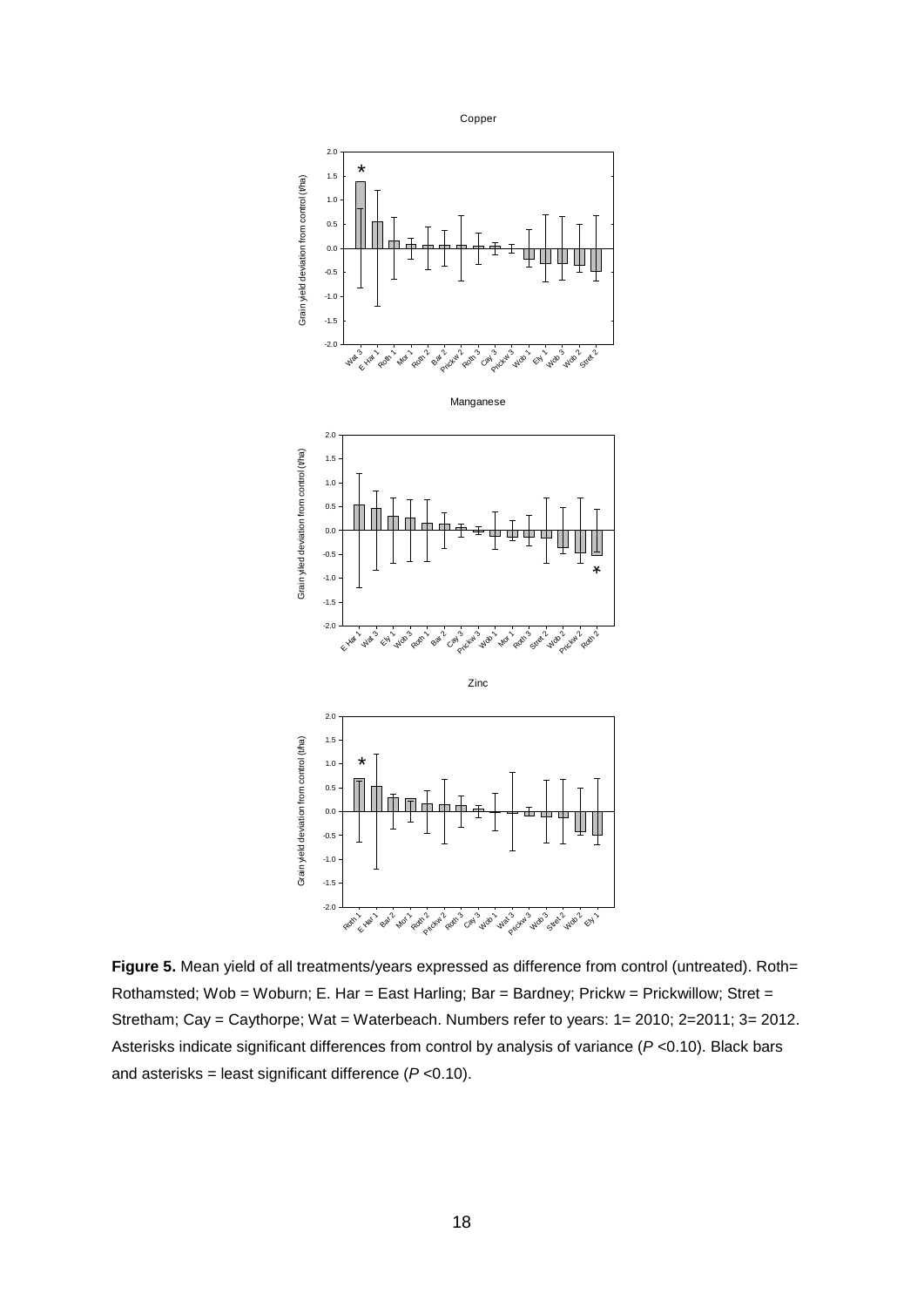**Figure 5.** Mean yield of all treatments/years expressed as difference from control (untreated). Roth= Rothamsted; Wob = Woburn; E. Har = East Harling; Bar = Bardney; Prickw = Prickwillow; Stret = Stretham; Cay = Caythorpe; Wat = Waterbeach. Numbers refer to years: 1= 2010; 2=2011; 3= 2012. Asterisks indicate significant differences from control by analysis of variance (*P* <0.10). Black bars and asterisks = least significant difference (*P* <0.10).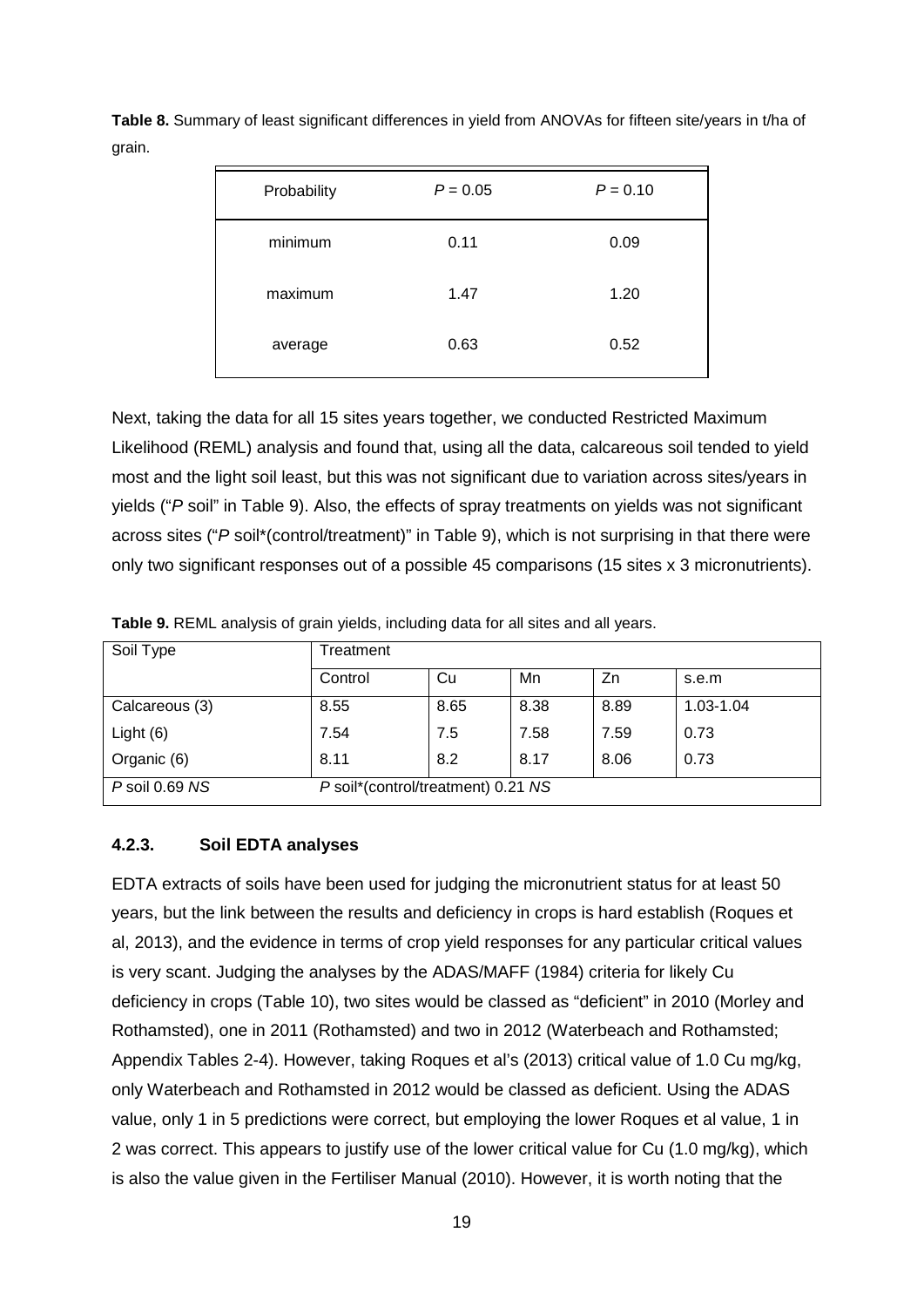**Table 8.** Summary of least significant differences in yield from ANOVAs for fifteen site/years in t/ha of grain.

| Probability | *P* = 0.05 | *P* = 0.10 |
|---|---|---|
| minimum | 0.11 | 0.09 |
| maximum | 1.47 | 1.20 |
| average | 0.63 | 0.52 |

Next, taking the data for all 15 sites years together, we conducted Restricted Maximum Likelihood (REML) analysis and found that, using all the data, calcareous soil tended to yield most and the light soil least, but this was not significant due to variation across sites/years in yields ("*P* soil" in Table 9). Also, the effects of spray treatments on yields was not significant across sites ("*P* soil*(control/treatment)" in Table 9), which is not surprising in that there were only two significant responses out of a possible 45 comparisons (15 sites x 3 micronutrients).

**Table 9.** REML analysis of grain yields, including data for all sites and all years.

| Soil Type | Treatment | | | | |
|---|---|---|---|---|---|
| | Control | Cu | Mn | Zn | s.e.m |
| Calcareous (3) | 8.55 | 8.65 | 8.38 | 8.89 | 1.03-1.04 |
| Light (6) | 7.54 | 7.5 | 7.58 | 7.59 | 0.73 |
| Organic (6) | 8.11 | 8.2 | 8.17 | 8.06 | 0.73 |
| *P* soil 0.69 *NS* | *P* soil*(control/treatment) 0.21 *NS* | | | | |

### 4.2.3. Soil EDTA analyses

EDTA extracts of soils have been used for judging the micronutrient status for at least 50 years, but the link between the results and deficiency in crops is hard establish (Roques et al, 2013), and the evidence in terms of crop yield responses for any particular critical values is very scant. Judging the analyses by the ADAS/MAFF (1984) criteria for likely Cu deficiency in crops (Table 10), two sites would be classed as "deficient" in 2010 (Morley and Rothamsted), one in 2011 (Rothamsted) and two in 2012 (Waterbeach and Rothamsted; Appendix Tables 2-4). However, taking Roques et al's (2013) critical value of 1.0 Cu mg/kg, only Waterbeach and Rothamsted in 2012 would be classed as deficient. Using the ADAS value, only 1 in 5 predictions were correct, but employing the lower Roques et al value, 1 in 2 was correct. This appears to justify use of the lower critical value for Cu (1.0 mg/kg), which is also the value given in the Fertiliser Manual (2010). However, it is worth noting that the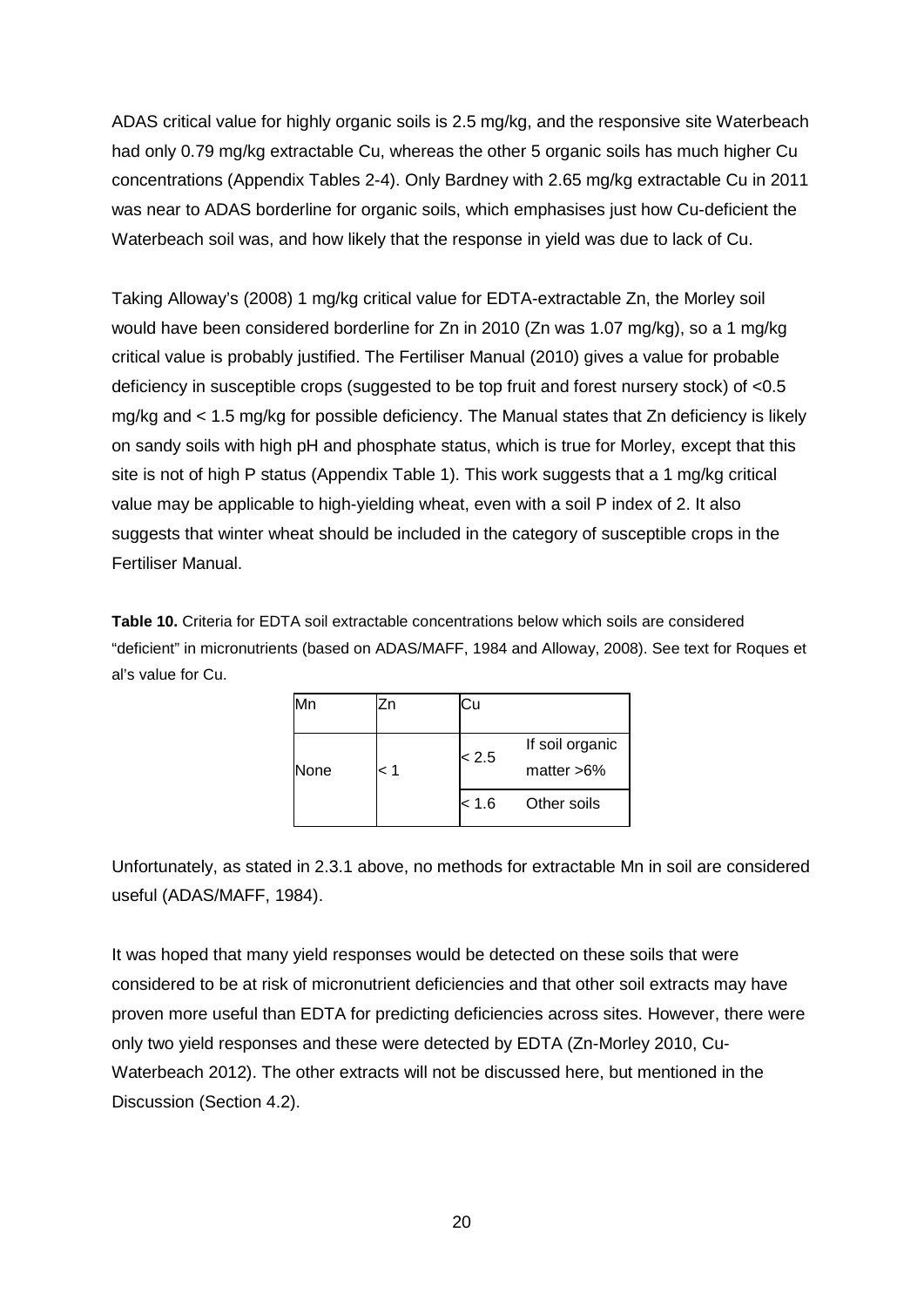ADAS critical value for highly organic soils is 2.5 mg/kg, and the responsive site Waterbeach had only 0.79 mg/kg extractable Cu, whereas the other 5 organic soils has much higher Cu concentrations (Appendix Tables 2-4). Only Bardney with 2.65 mg/kg extractable Cu in 2011 was near to ADAS borderline for organic soils, which emphasises just how Cu-deficient the Waterbeach soil was, and how likely that the response in yield was due to lack of Cu.

Taking Alloway's (2008) 1 mg/kg critical value for EDTA-extractable Zn, the Morley soil would have been considered borderline for Zn in 2010 (Zn was 1.07 mg/kg), so a 1 mg/kg critical value is probably justified. The Fertiliser Manual (2010) gives a value for probable deficiency in susceptible crops (suggested to be top fruit and forest nursery stock) of <0.5 mg/kg and < 1.5 mg/kg for possible deficiency. The Manual states that Zn deficiency is likely on sandy soils with high pH and phosphate status, which is true for Morley, except that this site is not of high P status (Appendix Table 1). This work suggests that a 1 mg/kg critical value may be applicable to high-yielding wheat, even with a soil P index of 2. It also suggests that winter wheat should be included in the category of susceptible crops in the Fertiliser Manual.

**Table 10.** Criteria for EDTA soil extractable concentrations below which soils are considered "deficient" in micronutrients (based on ADAS/MAFF, 1984 and Alloway, 2008). See text for Roques et al's value for Cu.

| Mn | Zn | Cu | |
|---|---|---|---|
| None | < 1 | < 2.5 | If soil organic matter >6% |
| | | < 1.6 | Other soils |

Unfortunately, as stated in 2.3.1 above, no methods for extractable Mn in soil are considered useful (ADAS/MAFF, 1984).

It was hoped that many yield responses would be detected on these soils that were considered to be at risk of micronutrient deficiencies and that other soil extracts may have proven more useful than EDTA for predicting deficiencies across sites. However, there were only two yield responses and these were detected by EDTA (Zn-Morley 2010, Cu-Waterbeach 2012). The other extracts will not be discussed here, but mentioned in the Discussion (Section 4.2).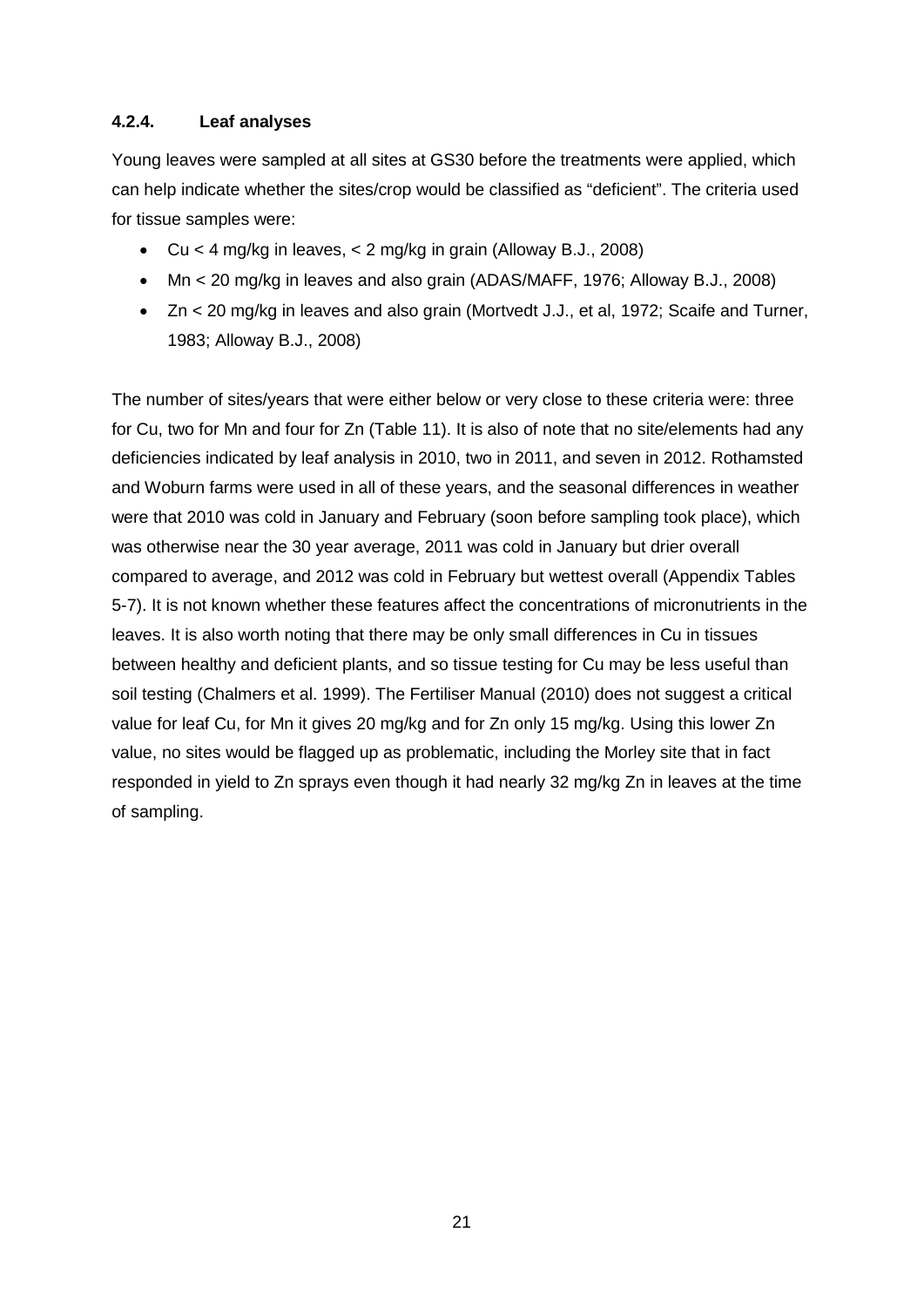### 4.2.4. Leaf analyses

Young leaves were sampled at all sites at GS30 before the treatments were applied, which can help indicate whether the sites/crop would be classified as "deficient". The criteria used for tissue samples were:

- Cu < 4 mg/kg in leaves, < 2 mg/kg in grain (Alloway B.J., 2008)
- Mn < 20 mg/kg in leaves and also grain (ADAS/MAFF, 1976; Alloway B.J., 2008)
- Zn < 20 mg/kg in leaves and also grain (Mortvedt J.J., et al, 1972; Scaife and Turner, 1983; Alloway B.J., 2008)

The number of sites/years that were either below or very close to these criteria were: three for Cu, two for Mn and four for Zn (Table 11). It is also of note that no site/elements had any deficiencies indicated by leaf analysis in 2010, two in 2011, and seven in 2012. Rothamsted and Woburn farms were used in all of these years, and the seasonal differences in weather were that 2010 was cold in January and February (soon before sampling took place), which was otherwise near the 30 year average, 2011 was cold in January but drier overall compared to average, and 2012 was cold in February but wettest overall (Appendix Tables 5-7). It is not known whether these features affect the concentrations of micronutrients in the leaves. It is also worth noting that there may be only small differences in Cu in tissues between healthy and deficient plants, and so tissue testing for Cu may be less useful than soil testing (Chalmers et al. 1999). The Fertiliser Manual (2010) does not suggest a critical value for leaf Cu, for Mn it gives 20 mg/kg and for Zn only 15 mg/kg. Using this lower Zn value, no sites would be flagged up as problematic, including the Morley site that in fact responded in yield to Zn sprays even though it had nearly 32 mg/kg Zn in leaves at the time of sampling.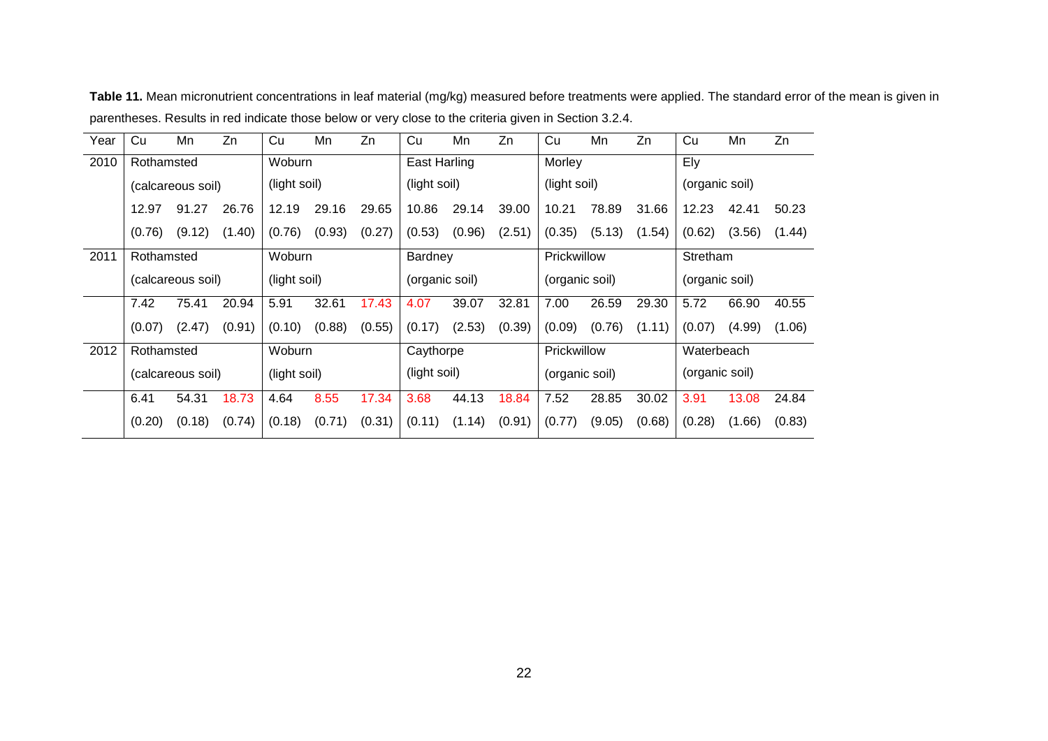**Table 11.** Mean micronutrient concentrations in leaf material (mg/kg) measured before treatments were applied. The standard error of the mean is given in parentheses. Results in red indicate those below or very close to the criteria given in Section 3.2.4.

| Year | Cu | Mn | Zn | Cu | Mn | Zn | Cu | Mn | Zn | Cu | Mn | Zn | Cu | Mn | Zn |
|---|---|---|---|---|---|---|---|---|---|---|---|---|---|---|---|
| 2010 | Rothamsted (calcareous soil) | | | Woburn (light soil) | | | East Harling (light soil) | | | Morley (light soil) | | | Ely (organic soil) | | |
| | 12.97 | 91.27 | 26.76 | 12.19 | 29.16 | 29.65 | 10.86 | 29.14 | 39.00 | 10.21 | 78.89 | 31.66 | 12.23 | 42.41 | 50.23 |
| | (0.76) | (9.12) | (1.40) | (0.76) | (0.93) | (0.27) | (0.53) | (0.96) | (2.51) | (0.35) | (5.13) | (1.54) | (0.62) | (3.56) | (1.44) |
| 2011 | Rothamsted (calcareous soil) | | | Woburn (light soil) | | | Bardney (organic soil) | | | Prickwillow (organic soil) | | | Stretham (organic soil) | | |
| | 7.42 | 75.41 | 20.94 | 5.91 | 32.61 | 17.43 | 4.07 | 39.07 | 32.81 | 7.00 | 26.59 | 29.30 | 5.72 | 66.90 | 40.55 |
| | (0.07) | (2.47) | (0.91) | (0.10) | (0.88) | (0.55) | (0.17) | (2.53) | (0.39) | (0.09) | (0.76) | (1.11) | (0.07) | (4.99) | (1.06) |
| 2012 | Rothamsted (calcareous soil) | | | Woburn (light soil) | | | Caythorpe (light soil) | | | Prickwillow (organic soil) | | | Waterbeach (organic soil) | | |
| | 6.41 | 54.31 | 18.73 | 4.64 | 8.55 | 17.34 | 3.68 | 44.13 | 18.84 | 7.52 | 28.85 | 30.02 | 3.91 | 13.08 | 24.84 |
| | (0.20) | (0.18) | (0.74) | (0.18) | (0.71) | (0.31) | (0.11) | (1.14) | (0.91) | (0.77) | (9.05) | (0.68) | (0.28) | (1.66) | (0.83) |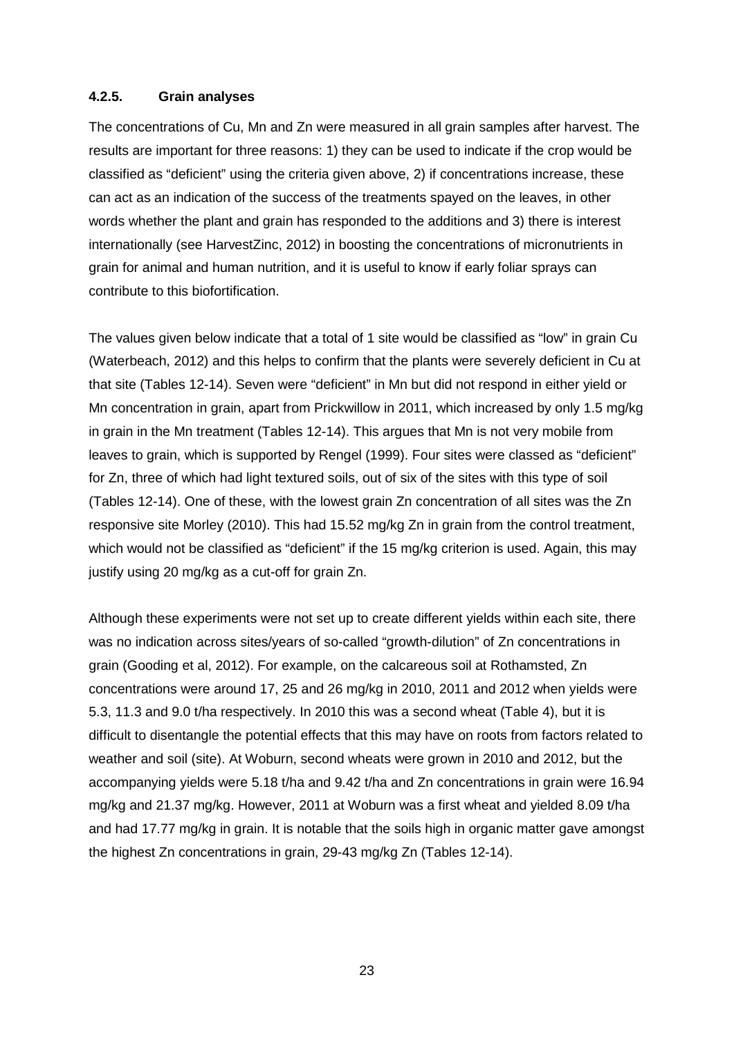#### 4.2.5. Grain analyses

The concentrations of Cu, Mn and Zn were measured in all grain samples after harvest. The results are important for three reasons: 1) they can be used to indicate if the crop would be classified as "deficient" using the criteria given above, 2) if concentrations increase, these can act as an indication of the success of the treatments spayed on the leaves, in other words whether the plant and grain has responded to the additions and 3) there is interest internationally (see HarvestZinc, 2012) in boosting the concentrations of micronutrients in grain for animal and human nutrition, and it is useful to know if early foliar sprays can contribute to this biofortification.

The values given below indicate that a total of 1 site would be classified as "low" in grain Cu (Waterbeach, 2012) and this helps to confirm that the plants were severely deficient in Cu at that site (Tables 12-14). Seven were "deficient" in Mn but did not respond in either yield or Mn concentration in grain, apart from Prickwillow in 2011, which increased by only 1.5 mg/kg in grain in the Mn treatment (Tables 12-14). This argues that Mn is not very mobile from leaves to grain, which is supported by Rengel (1999). Four sites were classed as "deficient" for Zn, three of which had light textured soils, out of six of the sites with this type of soil (Tables 12-14). One of these, with the lowest grain Zn concentration of all sites was the Zn responsive site Morley (2010). This had 15.52 mg/kg Zn in grain from the control treatment, which would not be classified as "deficient" if the 15 mg/kg criterion is used. Again, this may justify using 20 mg/kg as a cut-off for grain Zn.

Although these experiments were not set up to create different yields within each site, there was no indication across sites/years of so-called "growth-dilution" of Zn concentrations in grain (Gooding et al, 2012). For example, on the calcareous soil at Rothamsted, Zn concentrations were around 17, 25 and 26 mg/kg in 2010, 2011 and 2012 when yields were 5.3, 11.3 and 9.0 t/ha respectively. In 2010 this was a second wheat (Table 4), but it is difficult to disentangle the potential effects that this may have on roots from factors related to weather and soil (site). At Woburn, second wheats were grown in 2010 and 2012, but the accompanying yields were 5.18 t/ha and 9.42 t/ha and Zn concentrations in grain were 16.94 mg/kg and 21.37 mg/kg. However, 2011 at Woburn was a first wheat and yielded 8.09 t/ha and had 17.77 mg/kg in grain. It is notable that the soils high in organic matter gave amongst the highest Zn concentrations in grain, 29-43 mg/kg Zn (Tables 12-14).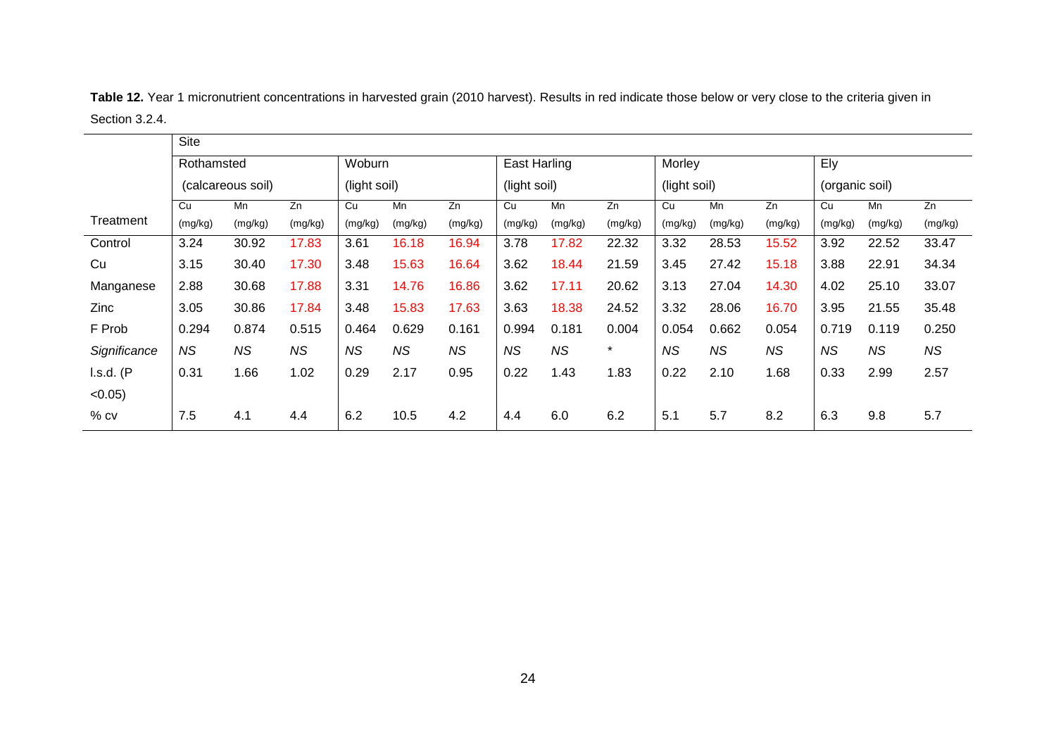**Table 12.** Year 1 micronutrient concentrations in harvested grain (2010 harvest). Results in red indicate those below or very close to the criteria given in Section 3.2.4.

| | Site | | | | | | | | | | | | | | |
|---|---|---|---|---|---|---|---|---|---|---|---|---|---|---|---|
| | Rothamsted (calcareous soil) | | | Woburn (light soil) | | | East Harling (light soil) | | | Morley (light soil) | | | Ely (organic soil) | | |
| Treatment | Cu (mg/kg) | Mn (mg/kg) | Zn (mg/kg) | Cu (mg/kg) | Mn (mg/kg) | Zn (mg/kg) | Cu (mg/kg) | Mn (mg/kg) | Zn (mg/kg) | Cu (mg/kg) | Mn (mg/kg) | Zn (mg/kg) | Cu (mg/kg) | Mn (mg/kg) | Zn (mg/kg) |
| Control | 3.24 | 30.92 | 17.83 | 3.61 | 16.18 | 16.94 | 3.78 | 17.82 | 22.32 | 3.32 | 28.53 | 15.52 | 3.92 | 22.52 | 33.47 |
| Cu | 3.15 | 30.40 | 17.30 | 3.48 | 15.63 | 16.64 | 3.62 | 18.44 | 21.59 | 3.45 | 27.42 | 15.18 | 3.88 | 22.91 | 34.34 |
| Manganese | 2.88 | 30.68 | 17.88 | 3.31 | 14.76 | 16.86 | 3.62 | 17.11 | 20.62 | 3.13 | 27.04 | 14.30 | 4.02 | 25.10 | 33.07 |
| Zinc | 3.05 | 30.86 | 17.84 | 3.48 | 15.83 | 17.63 | 3.63 | 18.38 | 24.52 | 3.32 | 28.06 | 16.70 | 3.95 | 21.55 | 35.48 |
| F Prob | 0.294 | 0.874 | 0.515 | 0.464 | 0.629 | 0.161 | 0.994 | 0.181 | 0.004 | 0.054 | 0.662 | 0.054 | 0.719 | 0.119 | 0.250 |
| *Significance* | *NS* | *NS* | *NS* | *NS* | *NS* | *NS* | *NS* | *NS* | * | *NS* | *NS* | *NS* | *NS* | *NS* | *NS* |
| l.s.d. (P <0.05) | 0.31 | 1.66 | 1.02 | 0.29 | 2.17 | 0.95 | 0.22 | 1.43 | 1.83 | 0.22 | 2.10 | 1.68 | 0.33 | 2.99 | 2.57 |
| % cv | 7.5 | 4.1 | 4.4 | 6.2 | 10.5 | 4.2 | 4.4 | 6.0 | 6.2 | 5.1 | 5.7 | 8.2 | 6.3 | 9.8 | 5.7 |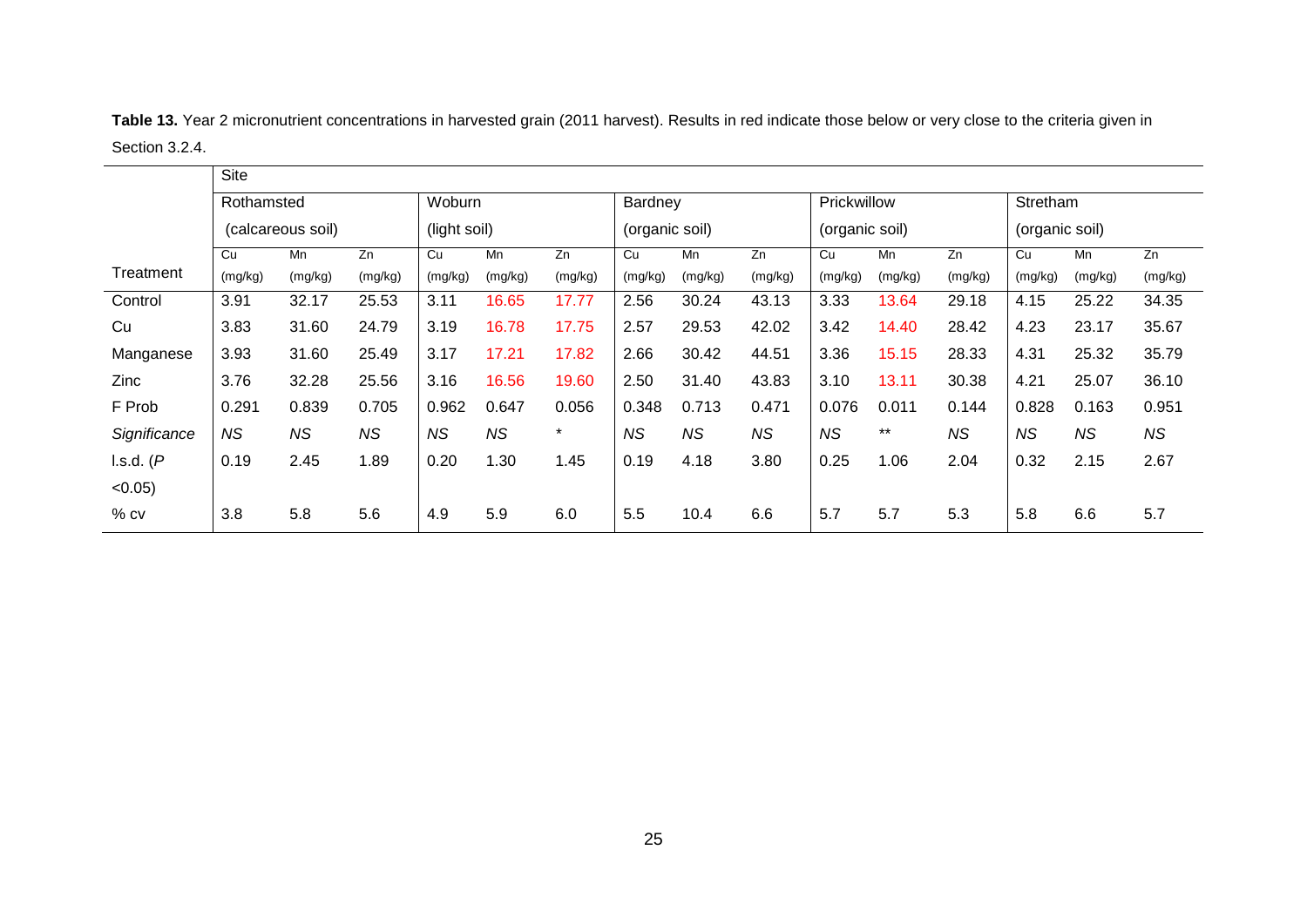**Table 13.** Year 2 micronutrient concentrations in harvested grain (2011 harvest). Results in red indicate those below or very close to the criteria given in Section 3.2.4.

| | Site | | | | | | | | | | | | | | |
|---|---|---|---|---|---|---|---|---|---|---|---|---|---|---|---|
| | Rothamsted (calcareous soil) | | | Woburn (light soil) | | | Bardney (organic soil) | | | Prickwillow (organic soil) | | | Stretham (organic soil) | | |
| Treatment | Cu (mg/kg) | Mn (mg/kg) | Zn (mg/kg) | Cu (mg/kg) | Mn (mg/kg) | Zn (mg/kg) | Cu (mg/kg) | Mn (mg/kg) | Zn (mg/kg) | Cu (mg/kg) | Mn (mg/kg) | Zn (mg/kg) | Cu (mg/kg) | Mn (mg/kg) | Zn (mg/kg) |
| Control | 3.91 | 32.17 | 25.53 | 3.11 | 16.65 | 17.77 | 2.56 | 30.24 | 43.13 | 3.33 | 13.64 | 29.18 | 4.15 | 25.22 | 34.35 |
| Cu | 3.83 | 31.60 | 24.79 | 3.19 | 16.78 | 17.75 | 2.57 | 29.53 | 42.02 | 3.42 | 14.40 | 28.42 | 4.23 | 23.17 | 35.67 |
| Manganese | 3.93 | 31.60 | 25.49 | 3.17 | 17.21 | 17.82 | 2.66 | 30.42 | 44.51 | 3.36 | 15.15 | 28.33 | 4.31 | 25.32 | 35.79 |
| Zinc | 3.76 | 32.28 | 25.56 | 3.16 | 16.56 | 19.60 | 2.50 | 31.40 | 43.83 | 3.10 | 13.11 | 30.38 | 4.21 | 25.07 | 36.10 |
| F Prob | 0.291 | 0.839 | 0.705 | 0.962 | 0.647 | 0.056 | 0.348 | 0.713 | 0.471 | 0.076 | 0.011 | 0.144 | 0.828 | 0.163 | 0.951 |
| *Significance* | *NS* | *NS* | *NS* | *NS* | *NS* | * | *NS* | *NS* | *NS* | *NS* | ** | *NS* | *NS* | *NS* | *NS* |
| l.s.d. (*P* <0.05) | 0.19 | 2.45 | 1.89 | 0.20 | 1.30 | 1.45 | 0.19 | 4.18 | 3.80 | 0.25 | 1.06 | 2.04 | 0.32 | 2.15 | 2.67 |
| % cv | 3.8 | 5.8 | 5.6 | 4.9 | 5.9 | 6.0 | 5.5 | 10.4 | 6.6 | 5.7 | 5.7 | 5.3 | 5.8 | 6.6 | 5.7 |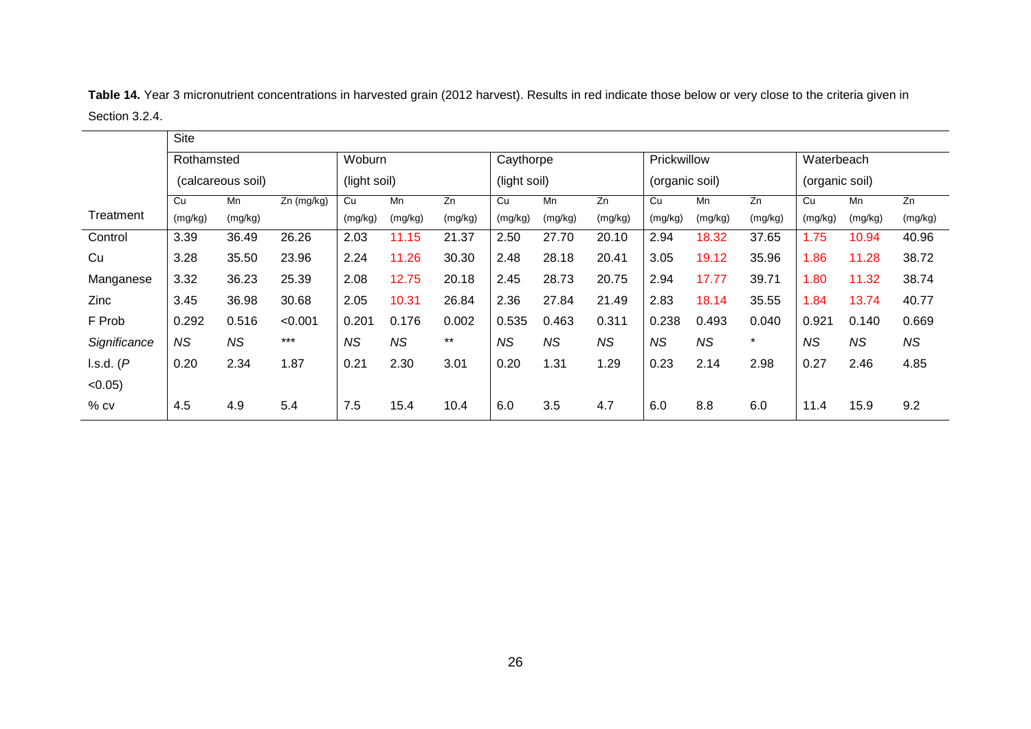**Table 14.** Year 3 micronutrient concentrations in harvested grain (2012 harvest). Results in red indicate those below or very close to the criteria given in Section 3.2.4.

| | Site | | | | | | | | | | | | | | |
|---|---|---|---|---|---|---|---|---|---|---|---|---|---|---|---|
| | Rothamsted (calcareous soil) | | | Woburn (light soil) | | | Caythorpe (light soil) | | | Prickwillow (organic soil) | | | Waterbeach (organic soil) | | |
| Treatment | Cu (mg/kg) | Mn (mg/kg) | Zn (mg/kg) | Cu (mg/kg) | Mn (mg/kg) | Zn (mg/kg) | Cu (mg/kg) | Mn (mg/kg) | Zn (mg/kg) | Cu (mg/kg) | Mn (mg/kg) | Zn (mg/kg) | Cu (mg/kg) | Mn (mg/kg) | Zn (mg/kg) |
| Control | 3.39 | 36.49 | 26.26 | 2.03 | 11.15 | 21.37 | 2.50 | 27.70 | 20.10 | 2.94 | 18.32 | 37.65 | 1.75 | 10.94 | 40.96 |
| Cu | 3.28 | 35.50 | 23.96 | 2.24 | 11.26 | 30.30 | 2.48 | 28.18 | 20.41 | 3.05 | 19.12 | 35.96 | 1.86 | 11.28 | 38.72 |
| Manganese | 3.32 | 36.23 | 25.39 | 2.08 | 12.75 | 20.18 | 2.45 | 28.73 | 20.75 | 2.94 | 17.77 | 39.71 | 1.80 | 11.32 | 38.74 |
| Zinc | 3.45 | 36.98 | 30.68 | 2.05 | 10.31 | 26.84 | 2.36 | 27.84 | 21.49 | 2.83 | 18.14 | 35.55 | 1.84 | 13.74 | 40.77 |
| F Prob | 0.292 | 0.516 | <0.001 | 0.201 | 0.176 | 0.002 | 0.535 | 0.463 | 0.311 | 0.238 | 0.493 | 0.040 | 0.921 | 0.140 | 0.669 |
| *Significance* | *NS* | *NS* | *** | *NS* | *NS* | ** | *NS* | *NS* | *NS* | *NS* | *NS* | * | *NS* | *NS* | *NS* |
| l.s.d. (*P* <0.05) | 0.20 | 2.34 | 1.87 | 0.21 | 2.30 | 3.01 | 0.20 | 1.31 | 1.29 | 0.23 | 2.14 | 2.98 | 0.27 | 2.46 | 4.85 |
| % cv | 4.5 | 4.9 | 5.4 | 7.5 | 15.4 | 10.4 | 6.0 | 3.5 | 4.7 | 6.0 | 8.8 | 6.0 | 11.4 | 15.9 | 9.2 |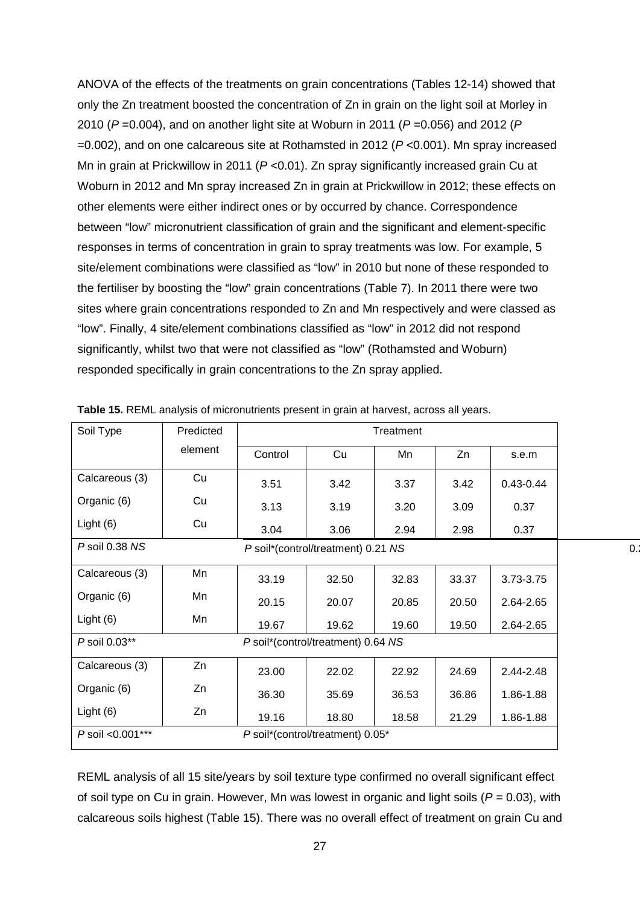ANOVA of the effects of the treatments on grain concentrations (Tables 12-14) showed that only the Zn treatment boosted the concentration of Zn in grain on the light soil at Morley in 2010 (*P* =0.004), and on another light site at Woburn in 2011 (*P* =0.056) and 2012 (*P* =0.002), and on one calcareous site at Rothamsted in 2012 (*P* <0.001). Mn spray increased Mn in grain at Prickwillow in 2011 (*P* <0.01). Zn spray significantly increased grain Cu at Woburn in 2012 and Mn spray increased Zn in grain at Prickwillow in 2012; these effects on other elements were either indirect ones or by occurred by chance. Correspondence between "low" micronutrient classification of grain and the significant and element-specific responses in terms of concentration in grain to spray treatments was low. For example, 5 site/element combinations were classified as "low" in 2010 but none of these responded to the fertiliser by boosting the "low" grain concentrations (Table 7). In 2011 there were two sites where grain concentrations responded to Zn and Mn respectively and were classed as "low". Finally, 4 site/element combinations classified as "low" in 2012 did not respond significantly, whilst two that were not classified as "low" (Rothamsted and Woburn) responded specifically in grain concentrations to the Zn spray applied.

**Table 15.** REML analysis of micronutrients present in grain at harvest, across all years.

| Soil Type | Predicted element | Treatment | | | | |
|---|---|---|---|---|---|---|
| | | Control | Cu | Mn | Zn | s.e.m |
| Calcareous (3) | Cu | 3.51 | 3.42 | 3.37 | 3.42 | 0.43-0.44 |
| Organic (6) | Cu | 3.13 | 3.19 | 3.20 | 3.09 | 0.37 |
| Light (6) | Cu | 3.04 | 3.06 | 2.94 | 2.98 | 0.37 |
| *P* soil 0.38 *NS* | | *P* soil*(control/treatment) 0.21 *NS* | | | | |
| Calcareous (3) | Mn | 33.19 | 32.50 | 32.83 | 33.37 | 3.73-3.75 |
| Organic (6) | Mn | 20.15 | 20.07 | 20.85 | 20.50 | 2.64-2.65 |
| Light (6) | Mn | 19.67 | 19.62 | 19.60 | 19.50 | 2.64-2.65 |
| *P* soil 0.03** | | *P* soil*(control/treatment) 0.64 *NS* | | | | |
| Calcareous (3) | Zn | 23.00 | 22.02 | 22.92 | 24.69 | 2.44-2.48 |
| Organic (6) | Zn | 36.30 | 35.69 | 36.53 | 36.86 | 1.86-1.88 |
| Light (6) | Zn | 19.16 | 18.80 | 18.58 | 21.29 | 1.86-1.88 |
| *P* soil <0.001*** | | *P* soil*(control/treatment) 0.05* | | | | |

REML analysis of all 15 site/years by soil texture type confirmed no overall significant effect of soil type on Cu in grain. However, Mn was lowest in organic and light soils (*P* = 0.03), with calcareous soils highest (Table 15). There was no overall effect of treatment on grain Cu and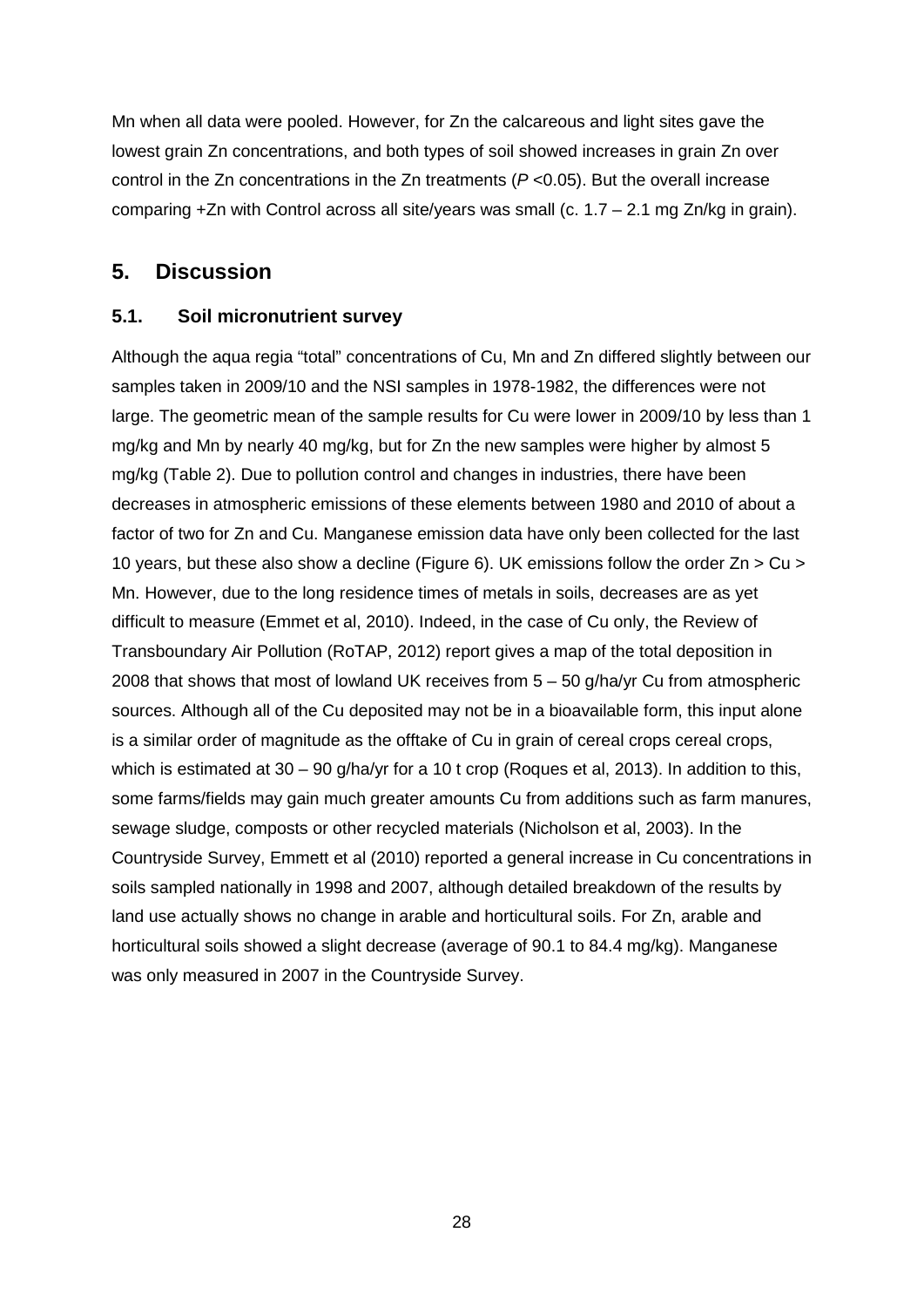Mn when all data were pooled. However, for Zn the calcareous and light sites gave the lowest grain Zn concentrations, and both types of soil showed increases in grain Zn over control in the Zn concentrations in the Zn treatments ($P$ <0.05). But the overall increase comparing +Zn with Control across all site/years was small (c. 1.7 – 2.1 mg Zn/kg in grain).

## 5. Discussion

### 5.1. Soil micronutrient survey

Although the aqua regia "total" concentrations of Cu, Mn and Zn differed slightly between our samples taken in 2009/10 and the NSI samples in 1978-1982, the differences were not large. The geometric mean of the sample results for Cu were lower in 2009/10 by less than 1 mg/kg and Mn by nearly 40 mg/kg, but for Zn the new samples were higher by almost 5 mg/kg (Table 2). Due to pollution control and changes in industries, there have been decreases in atmospheric emissions of these elements between 1980 and 2010 of about a factor of two for Zn and Cu. Manganese emission data have only been collected for the last 10 years, but these also show a decline (Figure 6). UK emissions follow the order Zn > Cu > Mn. However, due to the long residence times of metals in soils, decreases are as yet difficult to measure (Emmet et al, 2010). Indeed, in the case of Cu only, the Review of Transboundary Air Pollution (RoTAP, 2012) report gives a map of the total deposition in 2008 that shows that most of lowland UK receives from 5 – 50 g/ha/yr Cu from atmospheric sources. Although all of the Cu deposited may not be in a bioavailable form, this input alone is a similar order of magnitude as the offtake of Cu in grain of cereal crops cereal crops, which is estimated at 30 – 90 g/ha/yr for a 10 t crop (Roques et al, 2013). In addition to this, some farms/fields may gain much greater amounts Cu from additions such as farm manures, sewage sludge, composts or other recycled materials (Nicholson et al, 2003). In the Countryside Survey, Emmett et al (2010) reported a general increase in Cu concentrations in soils sampled nationally in 1998 and 2007, although detailed breakdown of the results by land use actually shows no change in arable and horticultural soils. For Zn, arable and horticultural soils showed a slight decrease (average of 90.1 to 84.4 mg/kg). Manganese was only measured in 2007 in the Countryside Survey.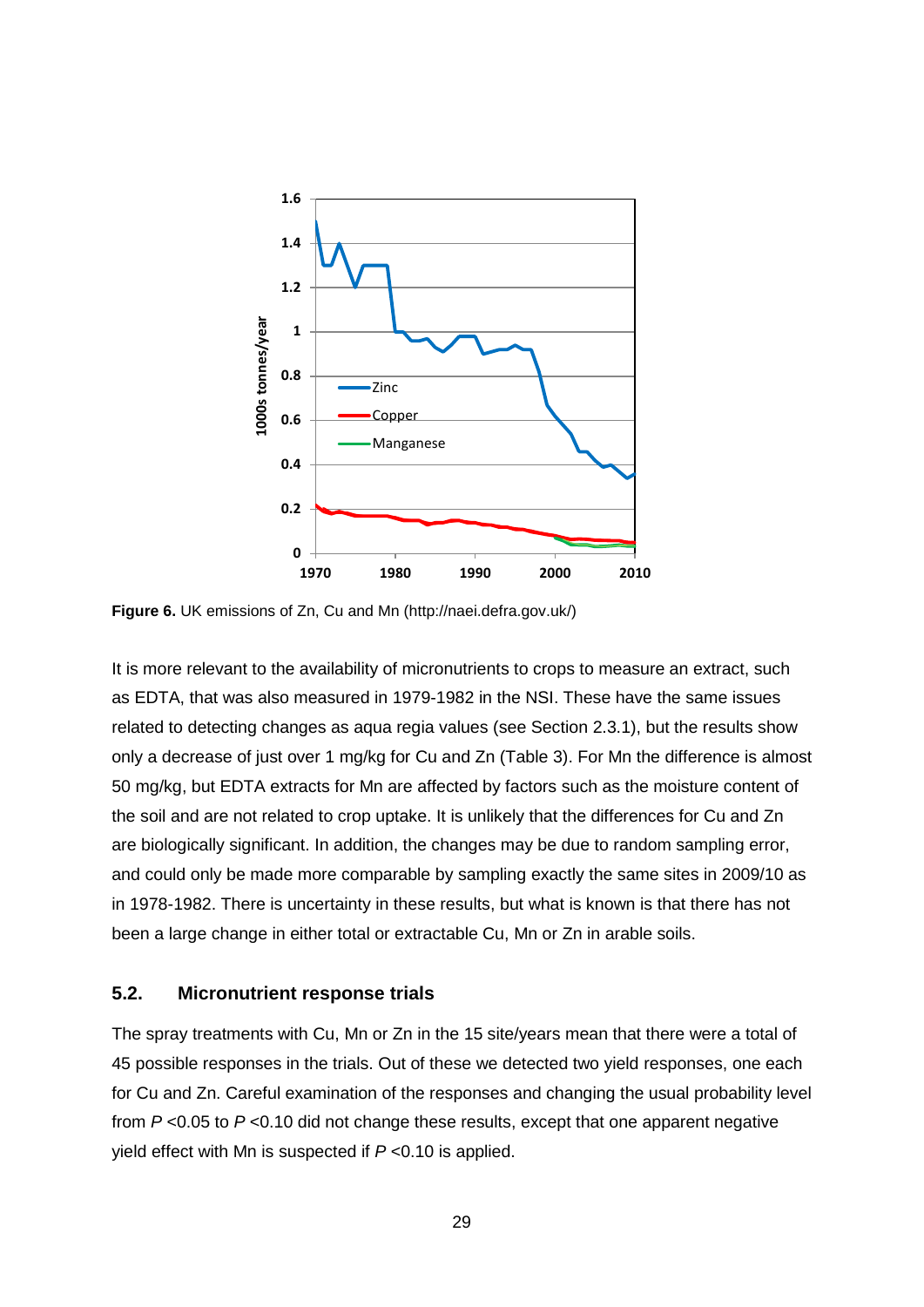**Figure 6.** UK emissions of Zn, Cu and Mn (http://naei.defra.gov.uk/)

It is more relevant to the availability of micronutrients to crops to measure an extract, such as EDTA, that was also measured in 1979-1982 in the NSI. These have the same issues related to detecting changes as aqua regia values (see Section 2.3.1), but the results show only a decrease of just over 1 mg/kg for Cu and Zn (Table 3). For Mn the difference is almost 50 mg/kg, but EDTA extracts for Mn are affected by factors such as the moisture content of the soil and are not related to crop uptake. It is unlikely that the differences for Cu and Zn are biologically significant. In addition, the changes may be due to random sampling error, and could only be made more comparable by sampling exactly the same sites in 2009/10 as in 1978-1982. There is uncertainty in these results, but what is known is that there has not been a large change in either total or extractable Cu, Mn or Zn in arable soils.

## 5.2. Micronutrient response trials

The spray treatments with Cu, Mn or Zn in the 15 site/years mean that there were a total of 45 possible responses in the trials. Out of these we detected two yield responses, one each for Cu and Zn. Careful examination of the responses and changing the usual probability level from $P < 0.05$ to $P < 0.10$ did not change these results, except that one apparent negative yield effect with Mn is suspected if $P < 0.10$ is applied.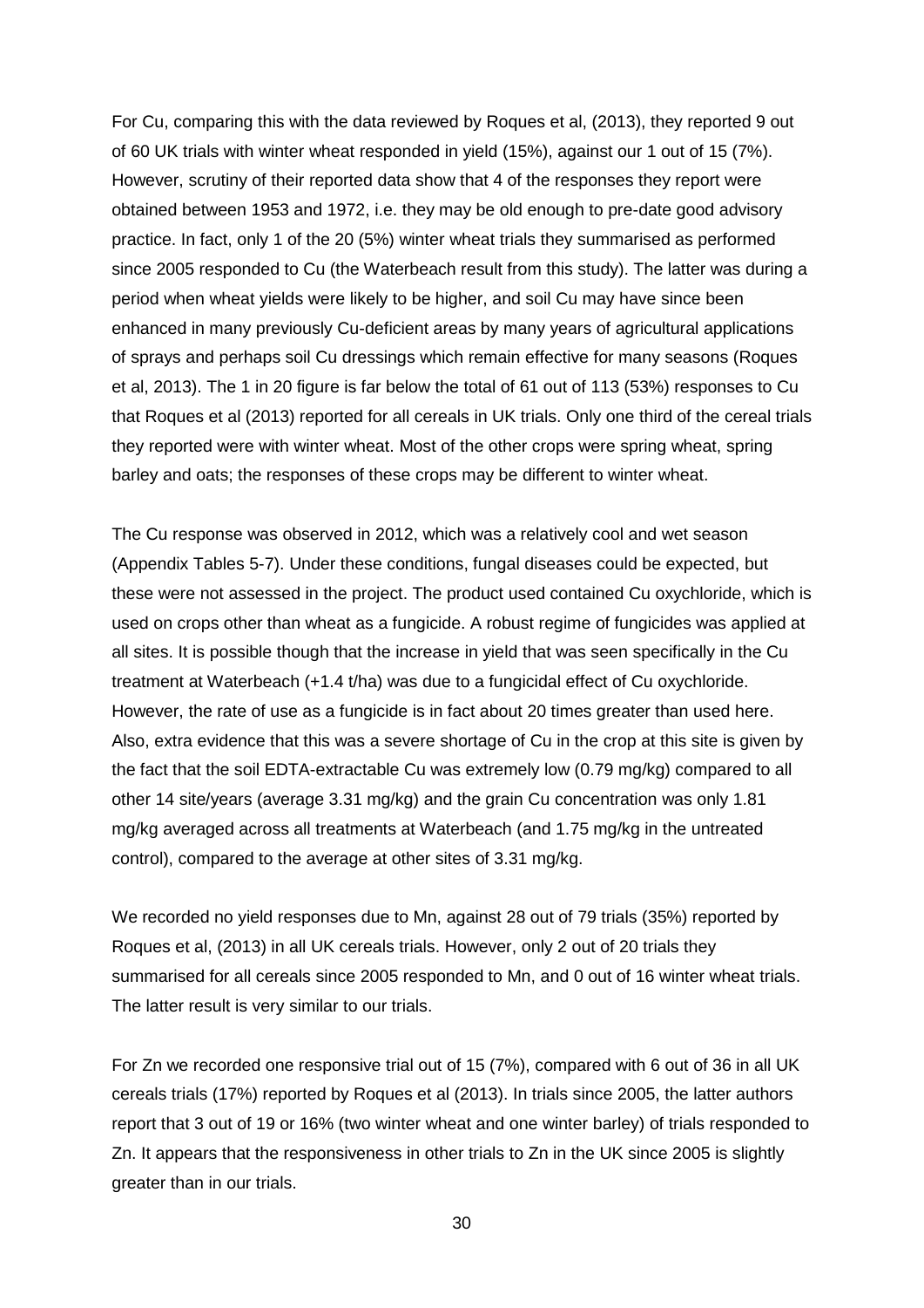For Cu, comparing this with the data reviewed by Roques et al, (2013), they reported 9 out of 60 UK trials with winter wheat responded in yield (15%), against our 1 out of 15 (7%). However, scrutiny of their reported data show that 4 of the responses they report were obtained between 1953 and 1972, i.e. they may be old enough to pre-date good advisory practice. In fact, only 1 of the 20 (5%) winter wheat trials they summarised as performed since 2005 responded to Cu (the Waterbeach result from this study). The latter was during a period when wheat yields were likely to be higher, and soil Cu may have since been enhanced in many previously Cu-deficient areas by many years of agricultural applications of sprays and perhaps soil Cu dressings which remain effective for many seasons (Roques et al, 2013). The 1 in 20 figure is far below the total of 61 out of 113 (53%) responses to Cu that Roques et al (2013) reported for all cereals in UK trials. Only one third of the cereal trials they reported were with winter wheat. Most of the other crops were spring wheat, spring barley and oats; the responses of these crops may be different to winter wheat.

The Cu response was observed in 2012, which was a relatively cool and wet season (Appendix Tables 5-7). Under these conditions, fungal diseases could be expected, but these were not assessed in the project. The product used contained Cu oxychloride, which is used on crops other than wheat as a fungicide. A robust regime of fungicides was applied at all sites. It is possible though that the increase in yield that was seen specifically in the Cu treatment at Waterbeach (+1.4 t/ha) was due to a fungicidal effect of Cu oxychloride. However, the rate of use as a fungicide is in fact about 20 times greater than used here. Also, extra evidence that this was a severe shortage of Cu in the crop at this site is given by the fact that the soil EDTA-extractable Cu was extremely low (0.79 mg/kg) compared to all other 14 site/years (average 3.31 mg/kg) and the grain Cu concentration was only 1.81 mg/kg averaged across all treatments at Waterbeach (and 1.75 mg/kg in the untreated control), compared to the average at other sites of 3.31 mg/kg.

We recorded no yield responses due to Mn, against 28 out of 79 trials (35%) reported by Roques et al, (2013) in all UK cereals trials. However, only 2 out of 20 trials they summarised for all cereals since 2005 responded to Mn, and 0 out of 16 winter wheat trials. The latter result is very similar to our trials.

For Zn we recorded one responsive trial out of 15 (7%), compared with 6 out of 36 in all UK cereals trials (17%) reported by Roques et al (2013). In trials since 2005, the latter authors report that 3 out of 19 or 16% (two winter wheat and one winter barley) of trials responded to Zn. It appears that the responsiveness in other trials to Zn in the UK since 2005 is slightly greater than in our trials.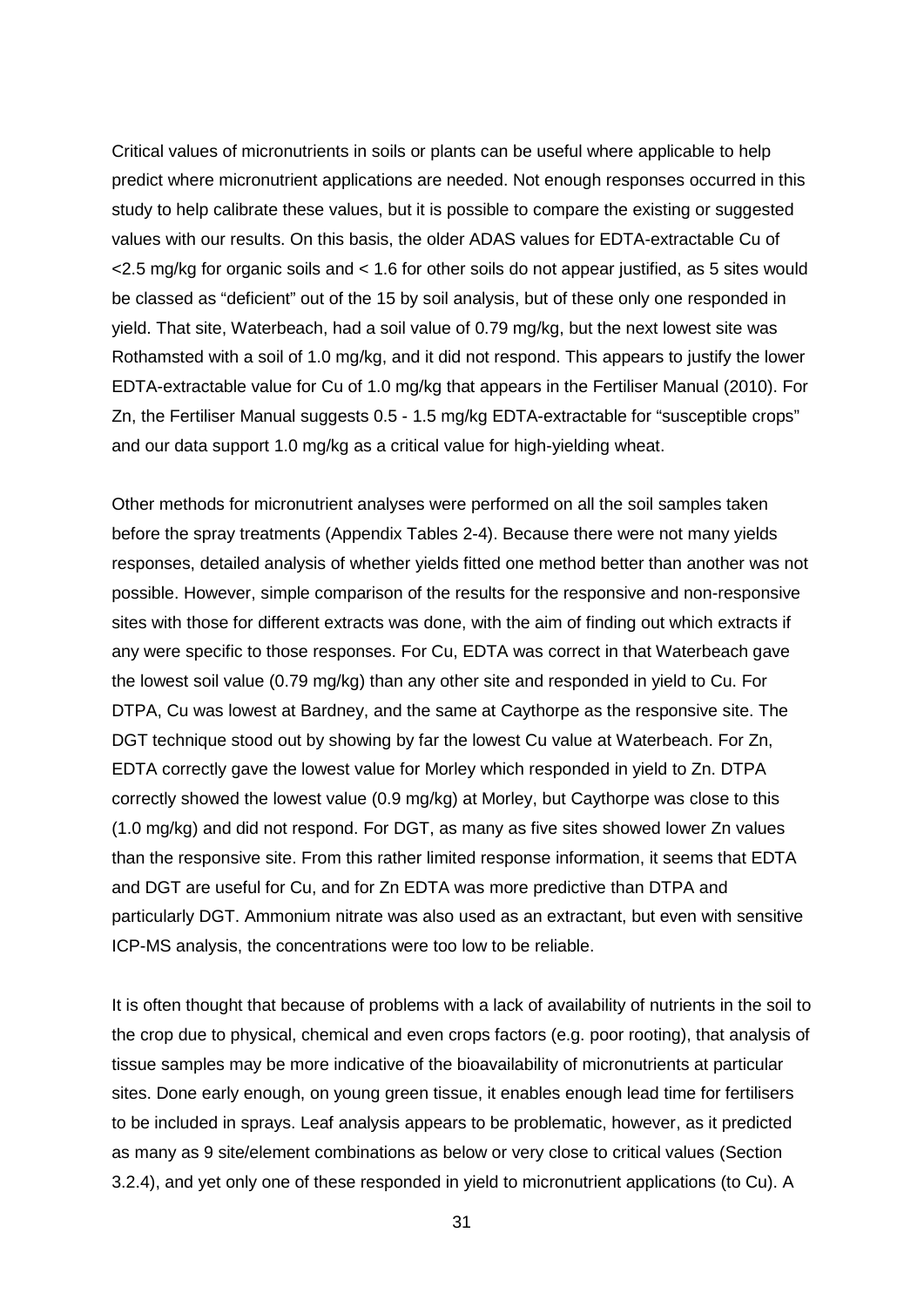Critical values of micronutrients in soils or plants can be useful where applicable to help predict where micronutrient applications are needed. Not enough responses occurred in this study to help calibrate these values, but it is possible to compare the existing or suggested values with our results. On this basis, the older ADAS values for EDTA-extractable Cu of <2.5 mg/kg for organic soils and < 1.6 for other soils do not appear justified, as 5 sites would be classed as "deficient" out of the 15 by soil analysis, but of these only one responded in yield. That site, Waterbeach, had a soil value of 0.79 mg/kg, but the next lowest site was Rothamsted with a soil of 1.0 mg/kg, and it did not respond. This appears to justify the lower EDTA-extractable value for Cu of 1.0 mg/kg that appears in the Fertiliser Manual (2010). For Zn, the Fertiliser Manual suggests 0.5 - 1.5 mg/kg EDTA-extractable for "susceptible crops" and our data support 1.0 mg/kg as a critical value for high-yielding wheat.

Other methods for micronutrient analyses were performed on all the soil samples taken before the spray treatments (Appendix Tables 2-4). Because there were not many yields responses, detailed analysis of whether yields fitted one method better than another was not possible. However, simple comparison of the results for the responsive and non-responsive sites with those for different extracts was done, with the aim of finding out which extracts if any were specific to those responses. For Cu, EDTA was correct in that Waterbeach gave the lowest soil value (0.79 mg/kg) than any other site and responded in yield to Cu. For DTPA, Cu was lowest at Bardney, and the same at Caythorpe as the responsive site. The DGT technique stood out by showing by far the lowest Cu value at Waterbeach. For Zn, EDTA correctly gave the lowest value for Morley which responded in yield to Zn. DTPA correctly showed the lowest value (0.9 mg/kg) at Morley, but Caythorpe was close to this (1.0 mg/kg) and did not respond. For DGT, as many as five sites showed lower Zn values than the responsive site. From this rather limited response information, it seems that EDTA and DGT are useful for Cu, and for Zn EDTA was more predictive than DTPA and particularly DGT. Ammonium nitrate was also used as an extractant, but even with sensitive ICP-MS analysis, the concentrations were too low to be reliable.

It is often thought that because of problems with a lack of availability of nutrients in the soil to the crop due to physical, chemical and even crops factors (e.g. poor rooting), that analysis of tissue samples may be more indicative of the bioavailability of micronutrients at particular sites. Done early enough, on young green tissue, it enables enough lead time for fertilisers to be included in sprays. Leaf analysis appears to be problematic, however, as it predicted as many as 9 site/element combinations as below or very close to critical values (Section 3.2.4), and yet only one of these responded in yield to micronutrient applications (to Cu). A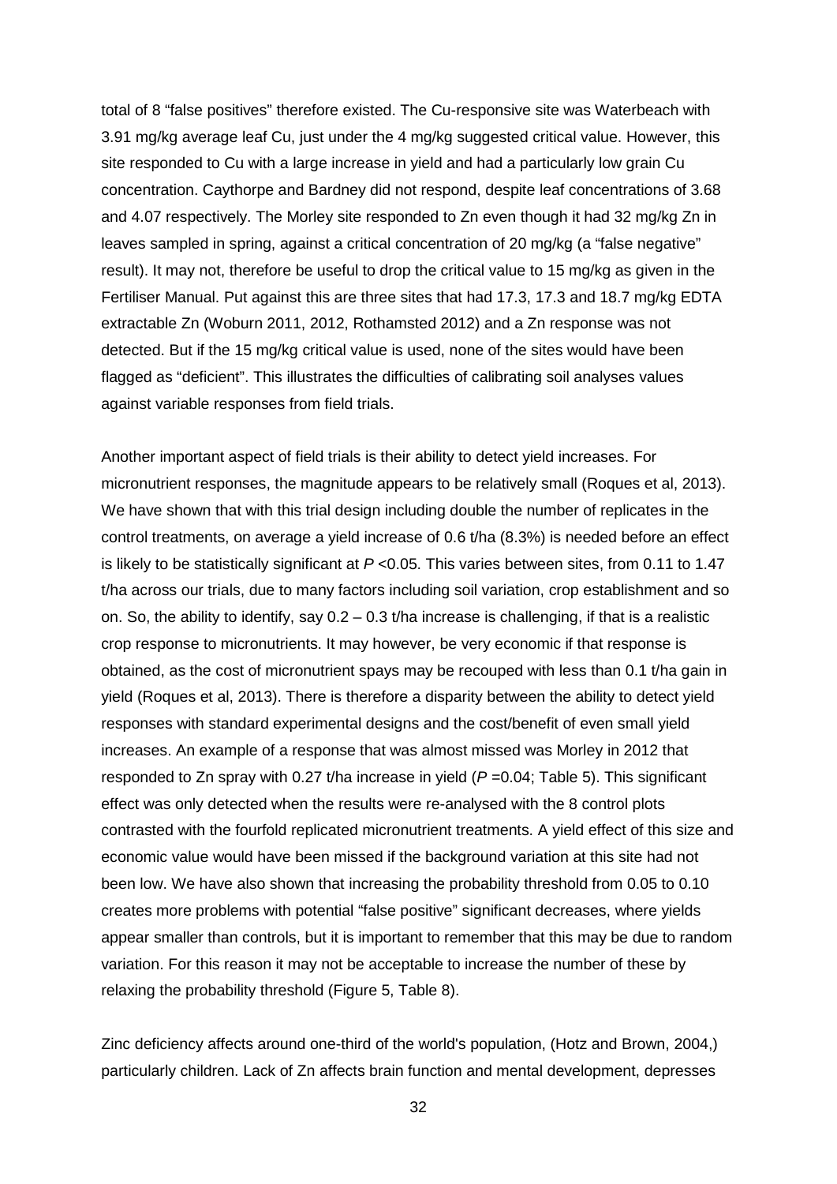total of 8 "false positives" therefore existed. The Cu-responsive site was Waterbeach with 3.91 mg/kg average leaf Cu, just under the 4 mg/kg suggested critical value. However, this site responded to Cu with a large increase in yield and had a particularly low grain Cu concentration. Caythorpe and Bardney did not respond, despite leaf concentrations of 3.68 and 4.07 respectively. The Morley site responded to Zn even though it had 32 mg/kg Zn in leaves sampled in spring, against a critical concentration of 20 mg/kg (a "false negative" result). It may not, therefore be useful to drop the critical value to 15 mg/kg as given in the Fertiliser Manual. Put against this are three sites that had 17.3, 17.3 and 18.7 mg/kg EDTA extractable Zn (Woburn 2011, 2012, Rothamsted 2012) and a Zn response was not detected. But if the 15 mg/kg critical value is used, none of the sites would have been flagged as "deficient". This illustrates the difficulties of calibrating soil analyses values against variable responses from field trials.

Another important aspect of field trials is their ability to detect yield increases. For micronutrient responses, the magnitude appears to be relatively small (Roques et al, 2013). We have shown that with this trial design including double the number of replicates in the control treatments, on average a yield increase of 0.6 t/ha (8.3%) is needed before an effect is likely to be statistically significant at $P < 0.05$. This varies between sites, from 0.11 to 1.47 t/ha across our trials, due to many factors including soil variation, crop establishment and so on. So, the ability to identify, say 0.2 – 0.3 t/ha increase is challenging, if that is a realistic crop response to micronutrients. It may however, be very economic if that response is obtained, as the cost of micronutrient spays may be recouped with less than 0.1 t/ha gain in yield (Roques et al, 2013). There is therefore a disparity between the ability to detect yield responses with standard experimental designs and the cost/benefit of even small yield increases. An example of a response that was almost missed was Morley in 2012 that responded to Zn spray with 0.27 t/ha increase in yield ($P = 0.04$; Table 5). This significant effect was only detected when the results were re-analysed with the 8 control plots contrasted with the fourfold replicated micronutrient treatments. A yield effect of this size and economic value would have been missed if the background variation at this site had not been low. We have also shown that increasing the probability threshold from 0.05 to 0.10 creates more problems with potential "false positive" significant decreases, where yields appear smaller than controls, but it is important to remember that this may be due to random variation. For this reason it may not be acceptable to increase the number of these by relaxing the probability threshold (Figure 5, Table 8).

Zinc deficiency affects around one-third of the world's population, (Hotz and Brown, 2004,) particularly children. Lack of Zn affects brain function and mental development, depresses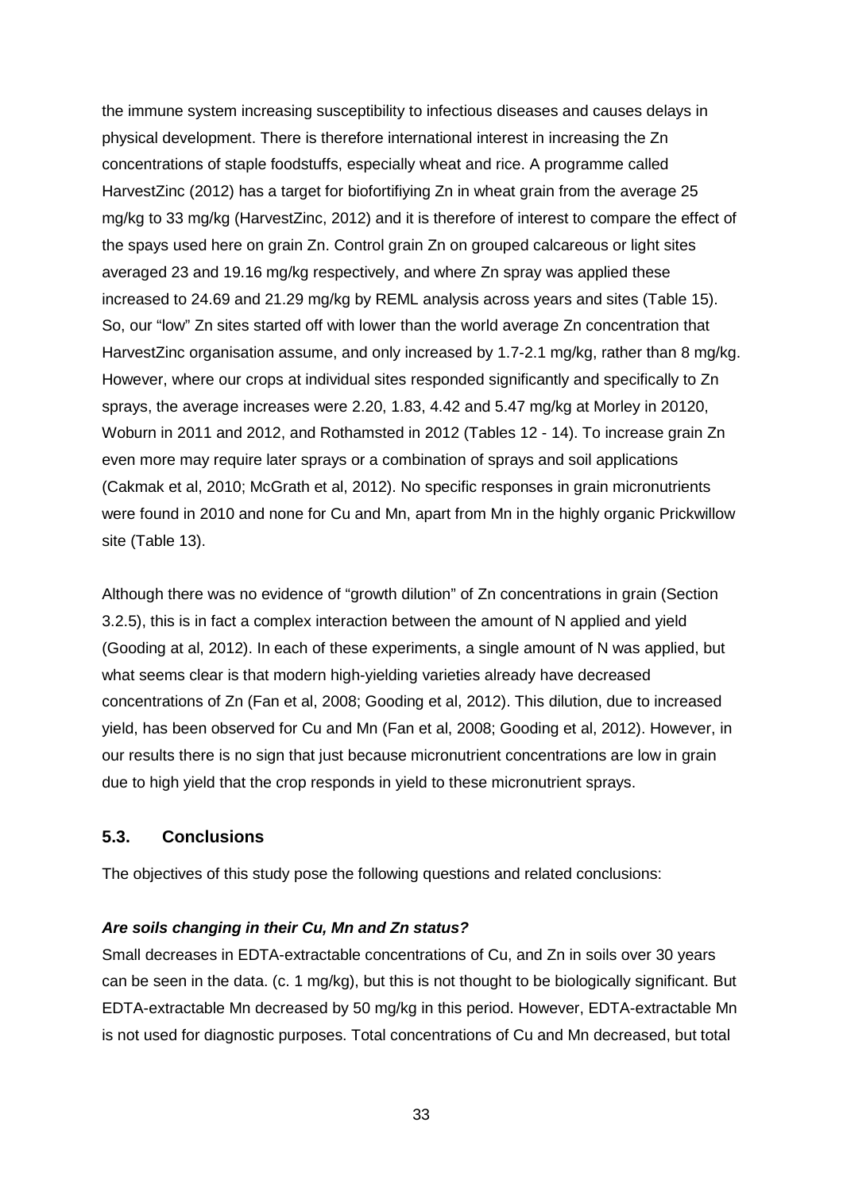the immune system increasing susceptibility to infectious diseases and causes delays in physical development. There is therefore international interest in increasing the Zn concentrations of staple foodstuffs, especially wheat and rice. A programme called HarvestZinc (2012) has a target for biofortifiying Zn in wheat grain from the average 25 mg/kg to 33 mg/kg (HarvestZinc, 2012) and it is therefore of interest to compare the effect of the spays used here on grain Zn. Control grain Zn on grouped calcareous or light sites averaged 23 and 19.16 mg/kg respectively, and where Zn spray was applied these increased to 24.69 and 21.29 mg/kg by REML analysis across years and sites (Table 15). So, our "low" Zn sites started off with lower than the world average Zn concentration that HarvestZinc organisation assume, and only increased by 1.7-2.1 mg/kg, rather than 8 mg/kg. However, where our crops at individual sites responded significantly and specifically to Zn sprays, the average increases were 2.20, 1.83, 4.42 and 5.47 mg/kg at Morley in 20120, Woburn in 2011 and 2012, and Rothamsted in 2012 (Tables 12 - 14). To increase grain Zn even more may require later sprays or a combination of sprays and soil applications (Cakmak et al, 2010; McGrath et al, 2012). No specific responses in grain micronutrients were found in 2010 and none for Cu and Mn, apart from Mn in the highly organic Prickwillow site (Table 13).

Although there was no evidence of "growth dilution" of Zn concentrations in grain (Section 3.2.5), this is in fact a complex interaction between the amount of N applied and yield (Gooding at al, 2012). In each of these experiments, a single amount of N was applied, but what seems clear is that modern high-yielding varieties already have decreased concentrations of Zn (Fan et al, 2008; Gooding et al, 2012). This dilution, due to increased yield, has been observed for Cu and Mn (Fan et al, 2008; Gooding et al, 2012). However, in our results there is no sign that just because micronutrient concentrations are low in grain due to high yield that the crop responds in yield to these micronutrient sprays.

## 5.3. Conclusions

The objectives of this study pose the following questions and related conclusions:

***Are soils changing in their Cu, Mn and Zn status?***

Small decreases in EDTA-extractable concentrations of Cu, and Zn in soils over 30 years can be seen in the data. (c. 1 mg/kg), but this is not thought to be biologically significant. But EDTA-extractable Mn decreased by 50 mg/kg in this period. However, EDTA-extractable Mn is not used for diagnostic purposes. Total concentrations of Cu and Mn decreased, but total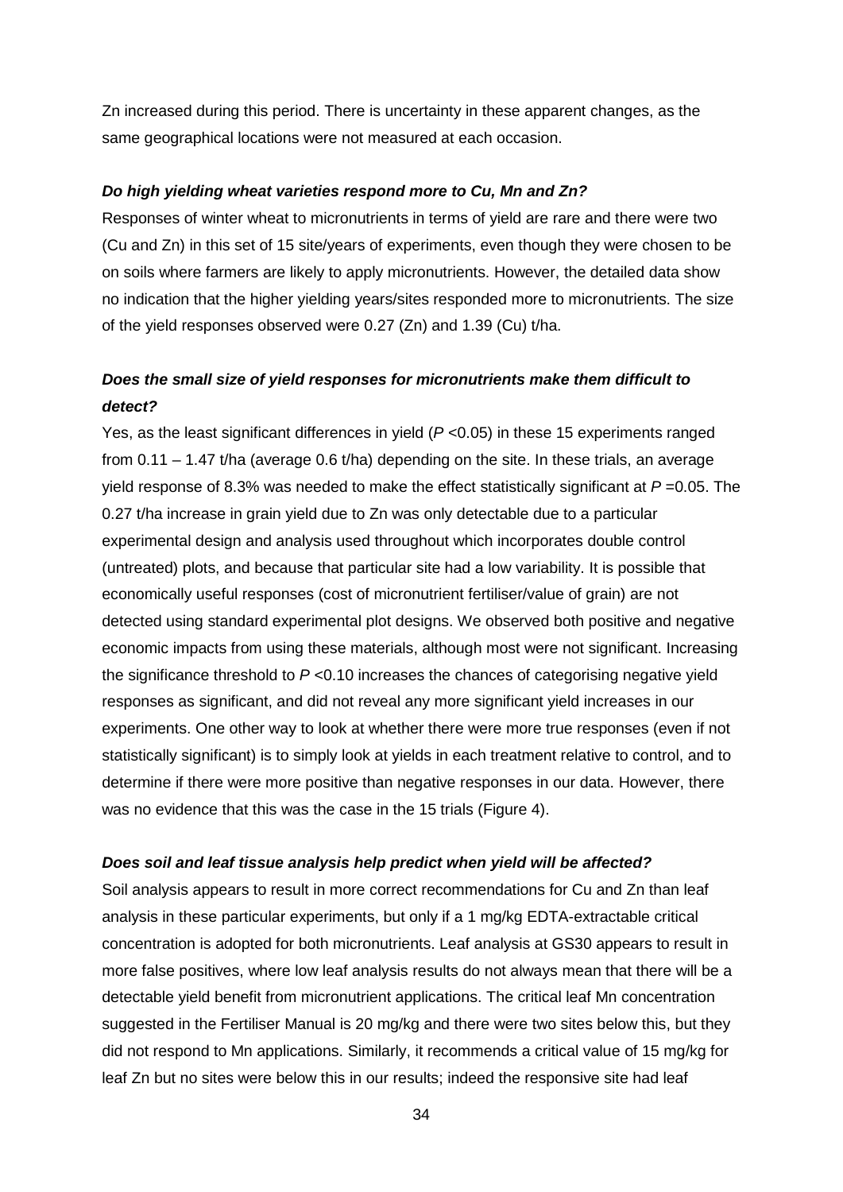Zn increased during this period. There is uncertainty in these apparent changes, as the same geographical locations were not measured at each occasion.

***Do high yielding wheat varieties respond more to Cu, Mn and Zn?***

Responses of winter wheat to micronutrients in terms of yield are rare and there were two (Cu and Zn) in this set of 15 site/years of experiments, even though they were chosen to be on soils where farmers are likely to apply micronutrients. However, the detailed data show no indication that the higher yielding years/sites responded more to micronutrients. The size of the yield responses observed were 0.27 (Zn) and 1.39 (Cu) t/ha.

***Does the small size of yield responses for micronutrients make them difficult to detect?***

Yes, as the least significant differences in yield ($P$ <0.05) in these 15 experiments ranged from 0.11 – 1.47 t/ha (average 0.6 t/ha) depending on the site. In these trials, an average yield response of 8.3% was needed to make the effect statistically significant at $P$ =0.05. The 0.27 t/ha increase in grain yield due to Zn was only detectable due to a particular experimental design and analysis used throughout which incorporates double control (untreated) plots, and because that particular site had a low variability. It is possible that economically useful responses (cost of micronutrient fertiliser/value of grain) are not detected using standard experimental plot designs. We observed both positive and negative economic impacts from using these materials, although most were not significant. Increasing the significance threshold to $P$ <0.10 increases the chances of categorising negative yield responses as significant, and did not reveal any more significant yield increases in our experiments. One other way to look at whether there were more true responses (even if not statistically significant) is to simply look at yields in each treatment relative to control, and to determine if there were more positive than negative responses in our data. However, there was no evidence that this was the case in the 15 trials (Figure 4).

***Does soil and leaf tissue analysis help predict when yield will be affected?***

Soil analysis appears to result in more correct recommendations for Cu and Zn than leaf analysis in these particular experiments, but only if a 1 mg/kg EDTA-extractable critical concentration is adopted for both micronutrients. Leaf analysis at GS30 appears to result in more false positives, where low leaf analysis results do not always mean that there will be a detectable yield benefit from micronutrient applications. The critical leaf Mn concentration suggested in the Fertiliser Manual is 20 mg/kg and there were two sites below this, but they did not respond to Mn applications. Similarly, it recommends a critical value of 15 mg/kg for leaf Zn but no sites were below this in our results; indeed the responsive site had leaf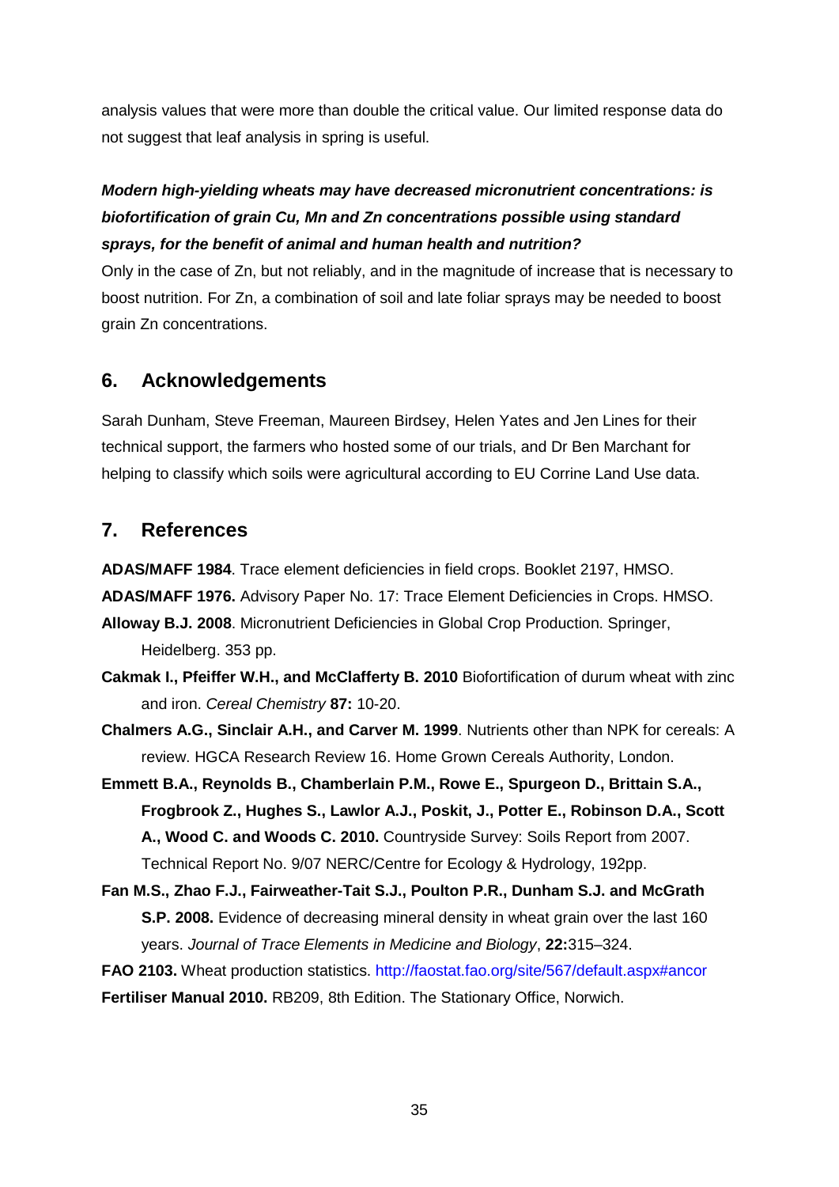analysis values that were more than double the critical value. Our limited response data do not suggest that leaf analysis in spring is useful.

***Modern high-yielding wheats may have decreased micronutrient concentrations: is biofortification of grain Cu, Mn and Zn concentrations possible using standard sprays, for the benefit of animal and human health and nutrition?***

Only in the case of Zn, but not reliably, and in the magnitude of increase that is necessary to boost nutrition. For Zn, a combination of soil and late foliar sprays may be needed to boost grain Zn concentrations.

## 6. Acknowledgements

Sarah Dunham, Steve Freeman, Maureen Birdsey, Helen Yates and Jen Lines for their technical support, the farmers who hosted some of our trials, and Dr Ben Marchant for helping to classify which soils were agricultural according to EU Corrine Land Use data.

## 7. References

**ADAS/MAFF 1984**. Trace element deficiencies in field crops. Booklet 2197, HMSO.

**ADAS/MAFF 1976.** Advisory Paper No. 17: Trace Element Deficiencies in Crops. HMSO.

**Alloway B.J. 2008**. Micronutrient Deficiencies in Global Crop Production. Springer, Heidelberg. 353 pp.

**Cakmak I., Pfeiffer W.H., and McClafferty B. 2010** Biofortification of durum wheat with zinc and iron. *Cereal Chemistry* **87:** 10-20.

**Chalmers A.G., Sinclair A.H., and Carver M. 1999**. Nutrients other than NPK for cereals: A review. HGCA Research Review 16. Home Grown Cereals Authority, London.

**Emmett B.A., Reynolds B., Chamberlain P.M., Rowe E., Spurgeon D., Brittain S.A., Frogbrook Z., Hughes S., Lawlor A.J., Poskit, J., Potter E., Robinson D.A., Scott A., Wood C. and Woods C. 2010.** Countryside Survey: Soils Report from 2007. Technical Report No. 9/07 NERC/Centre for Ecology & Hydrology, 192pp.

**Fan M.S., Zhao F.J., Fairweather-Tait S.J., Poulton P.R., Dunham S.J. and McGrath S.P. 2008.** Evidence of decreasing mineral density in wheat grain over the last 160 years. *Journal of Trace Elements in Medicine and Biology*, **22:**315–324.

**FAO 2103.** Wheat production statistics. http://faostat.fao.org/site/567/default.aspx#ancor

**Fertiliser Manual 2010.** RB209, 8th Edition. The Stationary Office, Norwich.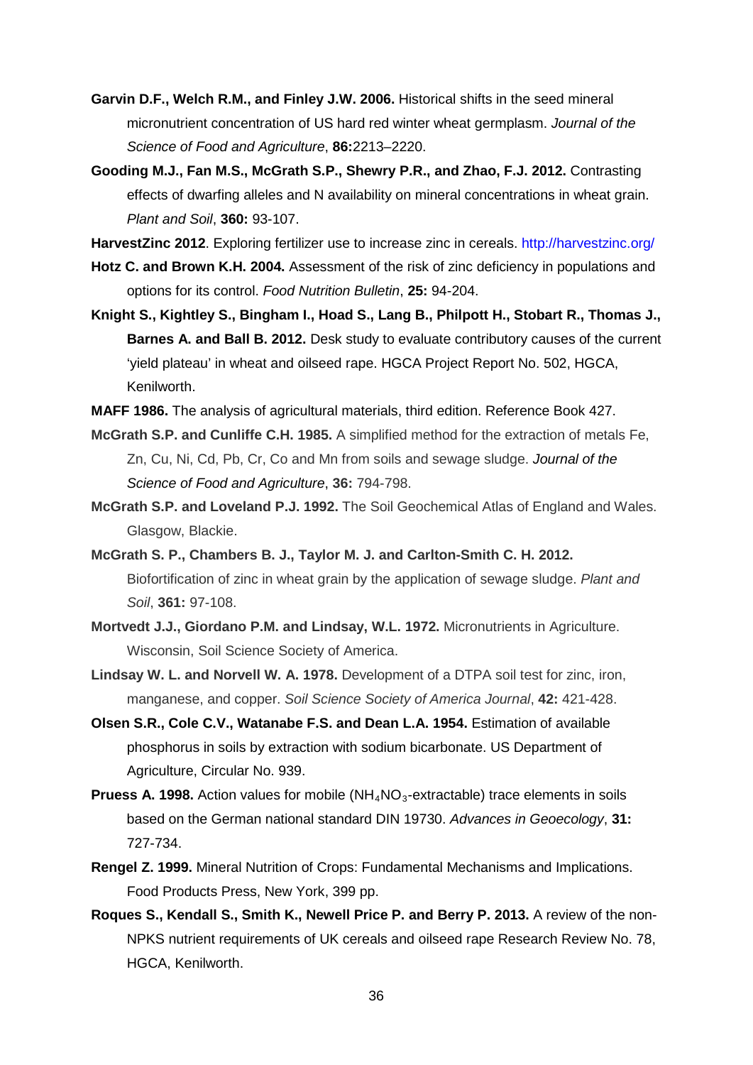**Garvin D.F., Welch R.M., and Finley J.W. 2006.** Historical shifts in the seed mineral micronutrient concentration of US hard red winter wheat germplasm. *Journal of the Science of Food and Agriculture*, **86:**2213–2220.

**Gooding M.J., Fan M.S., McGrath S.P., Shewry P.R., and Zhao, F.J. 2012.** Contrasting effects of dwarfing alleles and N availability on mineral concentrations in wheat grain. *Plant and Soil*, **360:** 93-107.

**HarvestZinc 2012**. Exploring fertilizer use to increase zinc in cereals. http://harvestzinc.org/

**Hotz C. and Brown K.H. 2004.** Assessment of the risk of zinc deficiency in populations and options for its control. *Food Nutrition Bulletin*, **25:** 94-204.

**Knight S., Kightley S., Bingham I., Hoad S., Lang B., Philpott H., Stobart R., Thomas J., Barnes A. and Ball B. 2012.** Desk study to evaluate contributory causes of the current 'yield plateau' in wheat and oilseed rape. HGCA Project Report No. 502, HGCA, Kenilworth.

**MAFF 1986.** The analysis of agricultural materials, third edition. Reference Book 427.

**McGrath S.P. and Cunliffe C.H. 1985.** A simplified method for the extraction of metals Fe, Zn, Cu, Ni, Cd, Pb, Cr, Co and Mn from soils and sewage sludge. *Journal of the Science of Food and Agriculture*, **36:** 794-798.

**McGrath S.P. and Loveland P.J. 1992.** The Soil Geochemical Atlas of England and Wales. Glasgow, Blackie.

**McGrath S. P., Chambers B. J., Taylor M. J. and Carlton-Smith C. H. 2012.** Biofortification of zinc in wheat grain by the application of sewage sludge. *Plant and Soil*, **361:** 97-108.

**Mortvedt J.J., Giordano P.M. and Lindsay, W.L. 1972.** Micronutrients in Agriculture. Wisconsin, Soil Science Society of America.

**Lindsay W. L. and Norvell W. A. 1978.** Development of a DTPA soil test for zinc, iron, manganese, and copper. *Soil Science Society of America Journal*, **42:** 421-428.

**Olsen S.R., Cole C.V., Watanabe F.S. and Dean L.A. 1954.** Estimation of available phosphorus in soils by extraction with sodium bicarbonate. US Department of Agriculture, Circular No. 939.

**Pruess A. 1998.** Action values for mobile ($NH_4NO_3$-extractable) trace elements in soils based on the German national standard DIN 19730. *Advances in Geoecology*, **31:** 727-734.

**Rengel Z. 1999.** Mineral Nutrition of Crops: Fundamental Mechanisms and Implications. Food Products Press, New York, 399 pp.

**Roques S., Kendall S., Smith K., Newell Price P. and Berry P. 2013.** A review of the non-NPKS nutrient requirements of UK cereals and oilseed rape Research Review No. 78, HGCA, Kenilworth.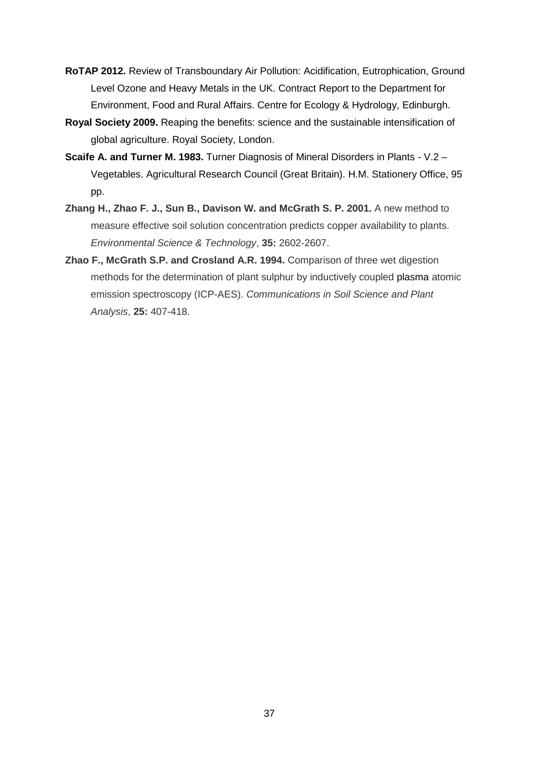**RoTAP 2012.** Review of Transboundary Air Pollution: Acidification, Eutrophication, Ground Level Ozone and Heavy Metals in the UK. Contract Report to the Department for Environment, Food and Rural Affairs. Centre for Ecology & Hydrology, Edinburgh.

**Royal Society 2009.** Reaping the benefits: science and the sustainable intensification of global agriculture. Royal Society, London.

**Scaife A. and Turner M. 1983.** Turner Diagnosis of Mineral Disorders in Plants - V.2 – Vegetables. Agricultural Research Council (Great Britain). H.M. Stationery Office, 95 pp.

**Zhang H., Zhao F. J., Sun B., Davison W. and McGrath S. P. 2001.** A new method to measure effective soil solution concentration predicts copper availability to plants. *Environmental Science & Technology*, **35:** 2602-2607.

**Zhao F., McGrath S.P. and Crosland A.R. 1994.** Comparison of three wet digestion methods for the determination of plant sulphur by inductively coupled plasma atomic emission spectroscopy (ICP-AES). *Communications in Soil Science and Plant Analysis*, **25:** 407-418.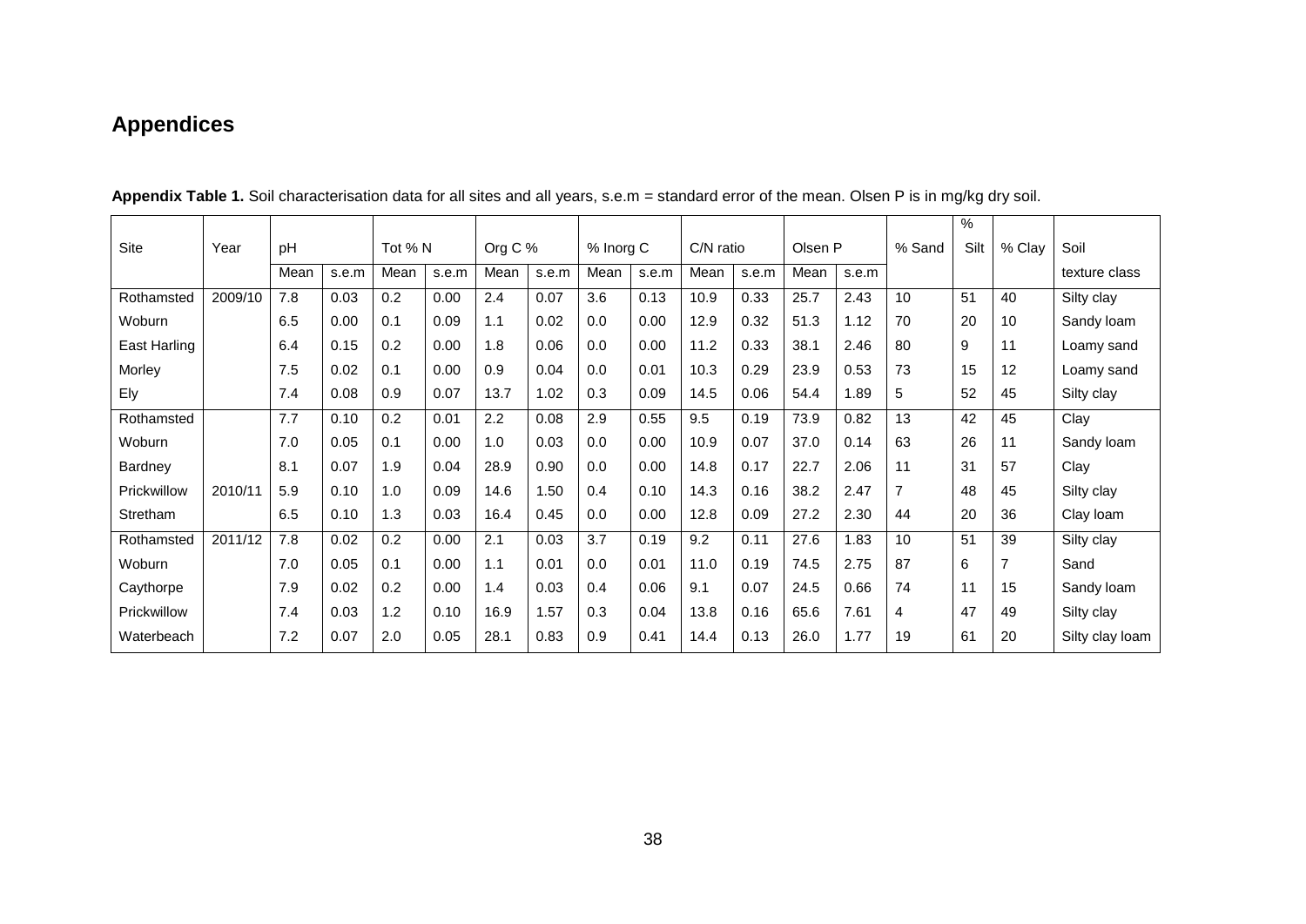# Appendices

**Appendix Table 1.** Soil characterisation data for all sites and all years, s.e.m = standard error of the mean. Olsen P is in mg/kg dry soil.

| Site | Year | pH | | Tot % N | | Org C % | | % Inorg C | | C/N ratio | | Olsen P | | % Sand | % Silt | % Clay | Soil |
|---|---|---|---|---|---|---|---|---|---|---|---|---|---|---|---|---|---|
| | | Mean | s.e.m | Mean | s.e.m | Mean | s.e.m | Mean | s.e.m | Mean | s.e.m | Mean | s.e.m | | | | texture class |
| Rothamsted | 2009/10 | 7.8 | 0.03 | 0.2 | 0.00 | 2.4 | 0.07 | 3.6 | 0.13 | 10.9 | 0.33 | 25.7 | 2.43 | 10 | 51 | 40 | Silty clay |
| Woburn | | 6.5 | 0.00 | 0.1 | 0.09 | 1.1 | 0.02 | 0.0 | 0.00 | 12.9 | 0.32 | 51.3 | 1.12 | 70 | 20 | 10 | Sandy loam |
| East Harling | | 6.4 | 0.15 | 0.2 | 0.00 | 1.8 | 0.06 | 0.0 | 0.00 | 11.2 | 0.33 | 38.1 | 2.46 | 80 | 9 | 11 | Loamy sand |
| Morley | | 7.5 | 0.02 | 0.1 | 0.00 | 0.9 | 0.04 | 0.0 | 0.01 | 10.3 | 0.29 | 23.9 | 0.53 | 73 | 15 | 12 | Loamy sand |
| Ely | | 7.4 | 0.08 | 0.9 | 0.07 | 13.7 | 1.02 | 0.3 | 0.09 | 14.5 | 0.06 | 54.4 | 1.89 | 5 | 52 | 45 | Silty clay |
| Rothamsted | | 7.7 | 0.10 | 0.2 | 0.01 | 2.2 | 0.08 | 2.9 | 0.55 | 9.5 | 0.19 | 73.9 | 0.82 | 13 | 42 | 45 | Clay |
| Woburn | | 7.0 | 0.05 | 0.1 | 0.00 | 1.0 | 0.03 | 0.0 | 0.00 | 10.9 | 0.07 | 37.0 | 0.14 | 63 | 26 | 11 | Sandy loam |
| Bardney | | 8.1 | 0.07 | 1.9 | 0.04 | 28.9 | 0.90 | 0.0 | 0.00 | 14.8 | 0.17 | 22.7 | 2.06 | 11 | 31 | 57 | Clay |
| Prickwillow | 2010/11 | 5.9 | 0.10 | 1.0 | 0.09 | 14.6 | 1.50 | 0.4 | 0.10 | 14.3 | 0.16 | 38.2 | 2.47 | 7 | 48 | 45 | Silty clay |
| Stretham | | 6.5 | 0.10 | 1.3 | 0.03 | 16.4 | 0.45 | 0.0 | 0.00 | 12.8 | 0.09 | 27.2 | 2.30 | 44 | 20 | 36 | Clay loam |
| Rothamsted | 2011/12 | 7.8 | 0.02 | 0.2 | 0.00 | 2.1 | 0.03 | 3.7 | 0.19 | 9.2 | 0.11 | 27.6 | 1.83 | 10 | 51 | 39 | Silty clay |
| Woburn | | 7.0 | 0.05 | 0.1 | 0.00 | 1.1 | 0.01 | 0.0 | 0.01 | 11.0 | 0.19 | 74.5 | 2.75 | 87 | 6 | 7 | Sand |
| Caythorpe | | 7.9 | 0.02 | 0.2 | 0.00 | 1.4 | 0.03 | 0.4 | 0.06 | 9.1 | 0.07 | 24.5 | 0.66 | 74 | 11 | 15 | Sandy loam |
| Prickwillow | | 7.4 | 0.03 | 1.2 | 0.10 | 16.9 | 1.57 | 0.3 | 0.04 | 13.8 | 0.16 | 65.6 | 7.61 | 4 | 47 | 49 | Silty clay |
| Waterbeach | | 7.2 | 0.07 | 2.0 | 0.05 | 28.1 | 0.83 | 0.9 | 0.41 | 14.4 | 0.13 | 26.0 | 1.77 | 19 | 61 | 20 | Silty clay loam |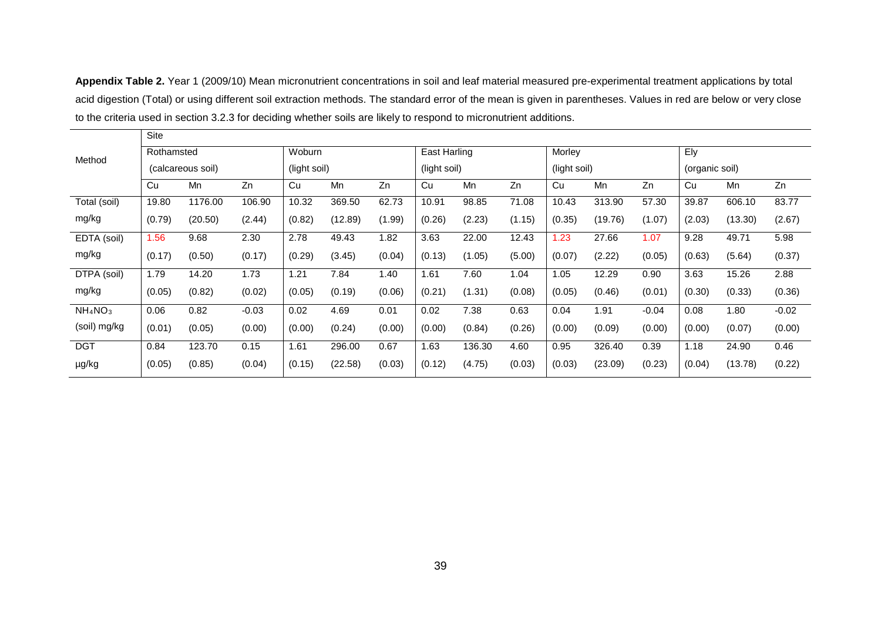**Appendix Table 2.** Year 1 (2009/10) Mean micronutrient concentrations in soil and leaf material measured pre-experimental treatment applications by total acid digestion (Total) or using different soil extraction methods. The standard error of the mean is given in parentheses. Values in red are below or very close to the criteria used in section 3.2.3 for deciding whether soils are likely to respond to micronutrient additions.

| Method | Site | | | | | | | | | | | | | | |
|---|---|---|---|---|---|---|---|---|---|---|---|---|---|---|---|
| | Rothamsted (calcareous soil) | | | Woburn (light soil) | | | East Harling (light soil) | | | Morley (light soil) | | | Ely (organic soil) | | |
| | Cu | Mn | Zn | Cu | Mn | Zn | Cu | Mn | Zn | Cu | Mn | Zn | Cu | Mn | Zn |
| Total (soil) mg/kg | 19.80 | 1176.00 | 106.90 | 10.32 | 369.50 | 62.73 | 10.91 | 98.85 | 71.08 | 10.43 | 313.90 | 57.30 | 39.87 | 606.10 | 83.77 |
| | (0.79) | (20.50) | (2.44) | (0.82) | (12.89) | (1.99) | (0.26) | (2.23) | (1.15) | (0.35) | (19.76) | (1.07) | (2.03) | (13.30) | (2.67) |
| EDTA (soil) mg/kg | 1.56 | 9.68 | 2.30 | 2.78 | 49.43 | 1.82 | 3.63 | 22.00 | 12.43 | 1.23 | 27.66 | 1.07 | 9.28 | 49.71 | 5.98 |
| | (0.17) | (0.50) | (0.17) | (0.29) | (3.45) | (0.04) | (0.13) | (1.05) | (5.00) | (0.07) | (2.22) | (0.05) | (0.63) | (5.64) | (0.37) |
| DTPA (soil) mg/kg | 1.79 | 14.20 | 1.73 | 1.21 | 7.84 | 1.40 | 1.61 | 7.60 | 1.04 | 1.05 | 12.29 | 0.90 | 3.63 | 15.26 | 2.88 |
| | (0.05) | (0.82) | (0.02) | (0.05) | (0.19) | (0.06) | (0.21) | (1.31) | (0.08) | (0.05) | (0.46) | (0.01) | (0.30) | (0.33) | (0.36) |
| $NH_4NO_3$ (soil) mg/kg | 0.06 | 0.82 | -0.03 | 0.02 | 4.69 | 0.01 | 0.02 | 7.38 | 0.63 | 0.04 | 1.91 | -0.04 | 0.08 | 1.80 | -0.02 |
| | (0.01) | (0.05) | (0.00) | (0.00) | (0.24) | (0.00) | (0.00) | (0.84) | (0.26) | (0.00) | (0.09) | (0.00) | (0.00) | (0.07) | (0.00) |
| DGT µg/kg | 0.84 | 123.70 | 0.15 | 1.61 | 296.00 | 0.67 | 1.63 | 136.30 | 4.60 | 0.95 | 326.40 | 0.39 | 1.18 | 24.90 | 0.46 |
| | (0.05) | (0.85) | (0.04) | (0.15) | (22.58) | (0.03) | (0.12) | (4.75) | (0.03) | (0.03) | (23.09) | (0.23) | (0.04) | (13.78) | (0.22) |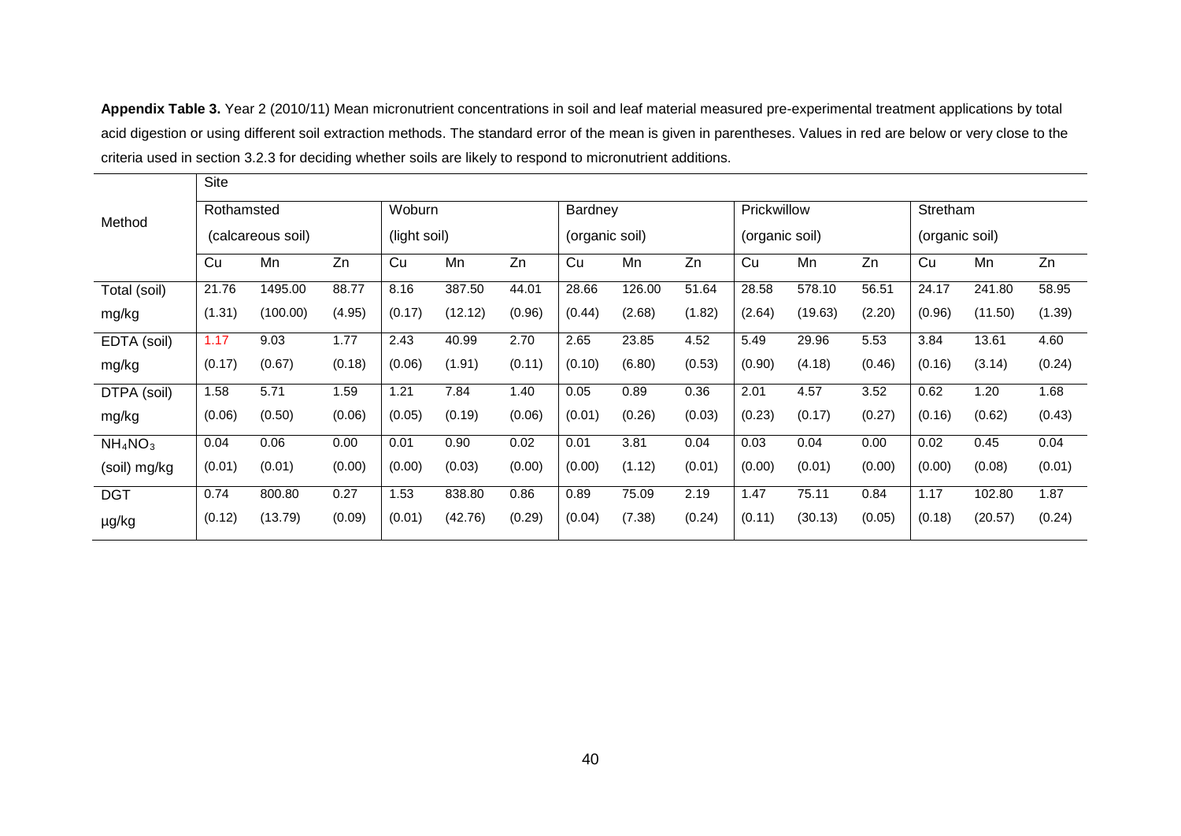**Appendix Table 3.** Year 2 (2010/11) Mean micronutrient concentrations in soil and leaf material measured pre-experimental treatment applications by total acid digestion or using different soil extraction methods. The standard error of the mean is given in parentheses. Values in red are below or very close to the criteria used in section 3.2.3 for deciding whether soils are likely to respond to micronutrient additions.

| Method | Site | | | | | | | | | | | | | | |
|---|---|---|---|---|---|---|---|---|---|---|---|---|---|---|---|
| | Rothamsted (calcareous soil) | | | Woburn (light soil) | | | Bardney (organic soil) | | | Prickwillow (organic soil) | | | Stretham (organic soil) | | |
| | Cu | Mn | Zn | Cu | Mn | Zn | Cu | Mn | Zn | Cu | Mn | Zn | Cu | Mn | Zn |
| Total (soil) mg/kg | 21.76 (1.31) | 1495.00 (100.00) | 88.77 (4.95) | 8.16 (0.17) | 387.50 (12.12) | 44.01 (0.96) | 28.66 (0.44) | 126.00 (2.68) | 51.64 (1.82) | 28.58 (2.64) | 578.10 (19.63) | 56.51 (2.20) | 24.17 (0.96) | 241.80 (11.50) | 58.95 (1.39) |
| EDTA (soil) mg/kg | 1.17 (0.17) | 9.03 (0.67) | 1.77 (0.18) | 2.43 (0.06) | 40.99 (1.91) | 2.70 (0.11) | 2.65 (0.10) | 23.85 (6.80) | 4.52 (0.53) | 5.49 (0.90) | 29.96 (4.18) | 5.53 (0.46) | 3.84 (0.16) | 13.61 (3.14) | 4.60 (0.24) |
| DTPA (soil) mg/kg | 1.58 (0.06) | 5.71 (0.50) | 1.59 (0.06) | 1.21 (0.05) | 7.84 (0.19) | 1.40 (0.06) | 0.05 (0.01) | 0.89 (0.26) | 0.36 (0.03) | 2.01 (0.23) | 4.57 (0.17) | 3.52 (0.27) | 0.62 (0.16) | 1.20 (0.62) | 1.68 (0.43) |
| $NH_4NO_3$ (soil) mg/kg | 0.04 (0.01) | 0.06 (0.01) | 0.00 (0.00) | 0.01 (0.00) | 0.90 (0.03) | 0.02 (0.00) | 0.01 (0.00) | 3.81 (1.12) | 0.04 (0.01) | 0.03 (0.00) | 0.04 (0.01) | 0.00 (0.00) | 0.02 (0.00) | 0.45 (0.08) | 0.04 (0.01) |
| DGT µg/kg | 0.74 (0.12) | 800.80 (13.79) | 0.27 (0.09) | 1.53 (0.01) | 838.80 (42.76) | 0.86 (0.29) | 0.89 (0.04) | 75.09 (7.38) | 2.19 (0.24) | 1.47 (0.11) | 75.11 (30.13) | 0.84 (0.05) | 1.17 (0.18) | 102.80 (20.57) | 1.87 (0.24) |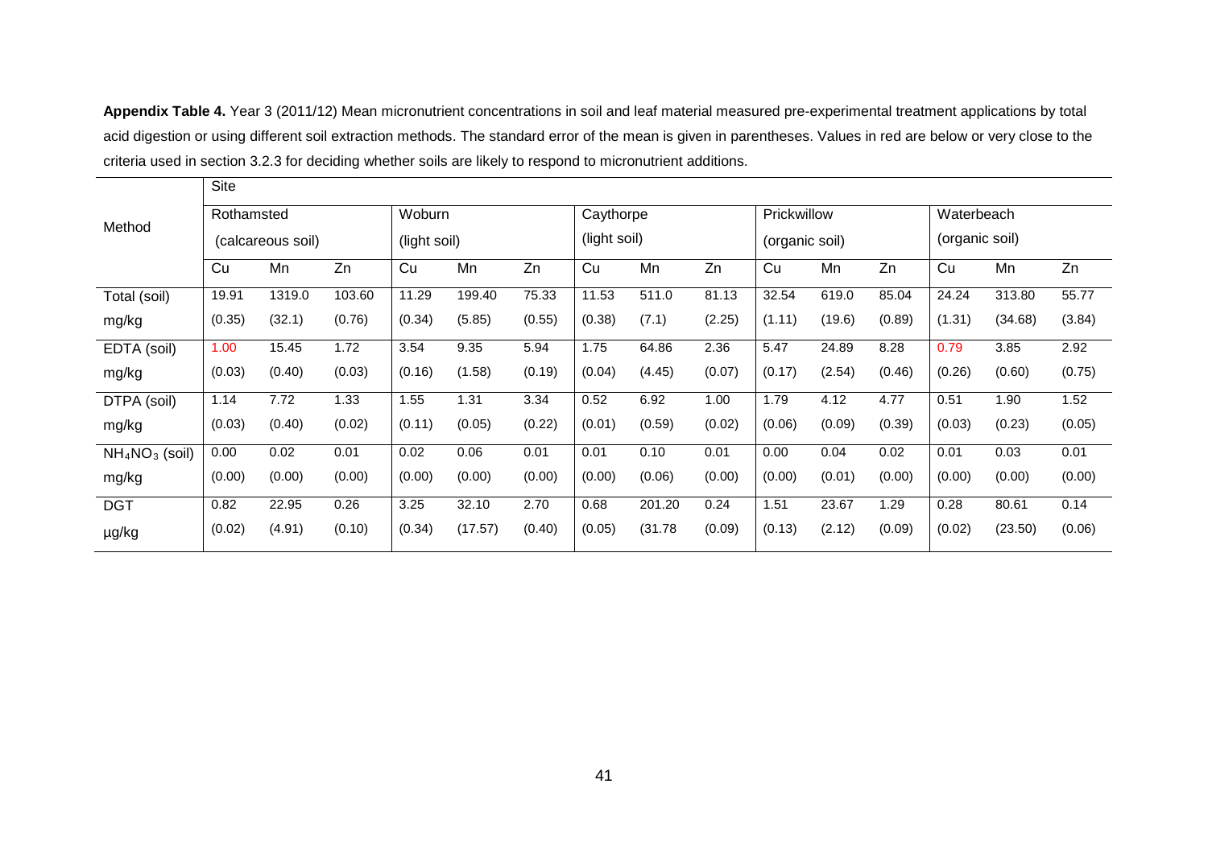**Appendix Table 4.** Year 3 (2011/12) Mean micronutrient concentrations in soil and leaf material measured pre-experimental treatment applications by total acid digestion or using different soil extraction methods. The standard error of the mean is given in parentheses. Values in red are below or very close to the criteria used in section 3.2.3 for deciding whether soils are likely to respond to micronutrient additions.

| Method | Site | | | | | | | | | | | | | | |
|---|---|---|---|---|---|---|---|---|---|---|---|---|---|---|---|
| | Rothamsted (calcareous soil) | | | Woburn (light soil) | | | Caythorpe (light soil) | | | Prickwillow (organic soil) | | | Waterbeach (organic soil) | | |
| | Cu | Mn | Zn | Cu | Mn | Zn | Cu | Mn | Zn | Cu | Mn | Zn | Cu | Mn | Zn |
| Total (soil) mg/kg | 19.91 (0.35) | 1319.0 (32.1) | 103.60 (0.76) | 11.29 (0.34) | 199.40 (5.85) | 75.33 (0.55) | 11.53 (0.38) | 511.0 (7.1) | 81.13 (2.25) | 32.54 (1.11) | 619.0 (19.6) | 85.04 (0.89) | 24.24 (1.31) | 313.80 (34.68) | 55.77 (3.84) |
| EDTA (soil) mg/kg | 1.00 (0.03) | 15.45 (0.40) | 1.72 (0.03) | 3.54 (0.16) | 9.35 (1.58) | 5.94 (0.19) | 1.75 (0.04) | 64.86 (4.45) | 2.36 (0.07) | 5.47 (0.17) | 24.89 (2.54) | 8.28 (0.46) | 0.79 (0.26) | 3.85 (0.60) | 2.92 (0.75) |
| DTPA (soil) mg/kg | 1.14 (0.03) | 7.72 (0.40) | 1.33 (0.02) | 1.55 (0.11) | 1.31 (0.05) | 3.34 (0.22) | 0.52 (0.01) | 6.92 (0.59) | 1.00 (0.02) | 1.79 (0.06) | 4.12 (0.09) | 4.77 (0.39) | 0.51 (0.03) | 1.90 (0.23) | 1.52 (0.05) |
| $NH_4NO_3$ (soil) mg/kg | 0.00 (0.00) | 0.02 (0.00) | 0.01 (0.00) | 0.02 (0.00) | 0.06 (0.00) | 0.01 (0.00) | 0.01 (0.00) | 0.10 (0.06) | 0.01 (0.00) | 0.00 (0.00) | 0.04 (0.01) | 0.02 (0.00) | 0.01 (0.00) | 0.03 (0.00) | 0.01 (0.00) |
| DGT µg/kg | 0.82 (0.02) | 22.95 (4.91) | 0.26 (0.10) | 3.25 (0.34) | 32.10 (17.57) | 2.70 (0.40) | 0.68 (0.05) | 201.20 (31.78 | 0.24 (0.09) | 1.51 (0.13) | 23.67 (2.12) | 1.29 (0.09) | 0.28 (0.02) | 80.61 (23.50) | 0.14 (0.06) |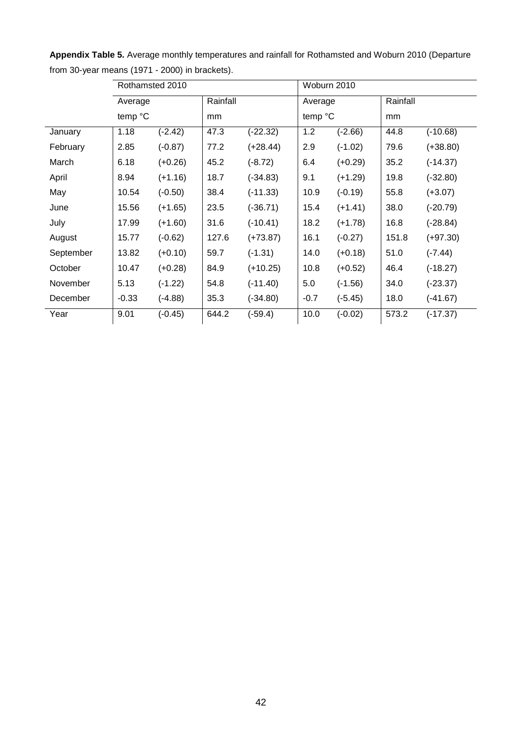**Appendix Table 5.** Average monthly temperatures and rainfall for Rothamsted and Woburn 2010 (Departure from 30-year means (1971 - 2000) in brackets).

| | Rothamsted 2010 | | | | Woburn 2010 | | | |
|---|---|---|---|---|---|---|---|---|
| | Average temp °C | | Rainfall mm | | Average temp °C | | Rainfall mm | |
| January | 1.18 | (-2.42) | 47.3 | (-22.32) | 1.2 | (-2.66) | 44.8 | (-10.68) |
| February | 2.85 | (-0.87) | 77.2 | (+28.44) | 2.9 | (-1.02) | 79.6 | (+38.80) |
| March | 6.18 | (+0.26) | 45.2 | (-8.72) | 6.4 | (+0.29) | 35.2 | (-14.37) |
| April | 8.94 | (+1.16) | 18.7 | (-34.83) | 9.1 | (+1.29) | 19.8 | (-32.80) |
| May | 10.54 | (-0.50) | 38.4 | (-11.33) | 10.9 | (-0.19) | 55.8 | (+3.07) |
| June | 15.56 | (+1.65) | 23.5 | (-36.71) | 15.4 | (+1.41) | 38.0 | (-20.79) |
| July | 17.99 | (+1.60) | 31.6 | (-10.41) | 18.2 | (+1.78) | 16.8 | (-28.84) |
| August | 15.77 | (-0.62) | 127.6 | (+73.87) | 16.1 | (-0.27) | 151.8 | (+97.30) |
| September | 13.82 | (+0.10) | 59.7 | (-1.31) | 14.0 | (+0.18) | 51.0 | (-7.44) |
| October | 10.47 | (+0.28) | 84.9 | (+10.25) | 10.8 | (+0.52) | 46.4 | (-18.27) |
| November | 5.13 | (-1.22) | 54.8 | (-11.40) | 5.0 | (-1.56) | 34.0 | (-23.37) |
| December | -0.33 | (-4.88) | 35.3 | (-34.80) | -0.7 | (-5.45) | 18.0 | (-41.67) |
| Year | 9.01 | (-0.45) | 644.2 | (-59.4) | 10.0 | (-0.02) | 573.2 | (-17.37) |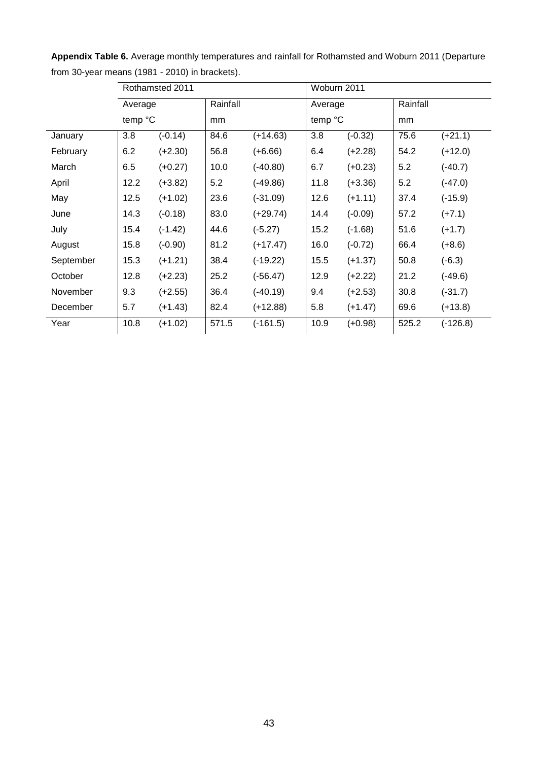**Appendix Table 6.** Average monthly temperatures and rainfall for Rothamsted and Woburn 2011 (Departure from 30-year means (1981 - 2010) in brackets).

| | Rothamsted 2011 | | | | Woburn 2011 | | | |
|---|---|---|---|---|---|---|---|---|
| | Average temp °C | | Rainfall mm | | Average temp °C | | Rainfall mm | |
| January | 3.8 | (-0.14) | 84.6 | (+14.63) | 3.8 | (-0.32) | 75.6 | (+21.1) |
| February | 6.2 | (+2.30) | 56.8 | (+6.66) | 6.4 | (+2.28) | 54.2 | (+12.0) |
| March | 6.5 | (+0.27) | 10.0 | (-40.80) | 6.7 | (+0.23) | 5.2 | (-40.7) |
| April | 12.2 | (+3.82) | 5.2 | (-49.86) | 11.8 | (+3.36) | 5.2 | (-47.0) |
| May | 12.5 | (+1.02) | 23.6 | (-31.09) | 12.6 | (+1.11) | 37.4 | (-15.9) |
| June | 14.3 | (-0.18) | 83.0 | (+29.74) | 14.4 | (-0.09) | 57.2 | (+7.1) |
| July | 15.4 | (-1.42) | 44.6 | (-5.27) | 15.2 | (-1.68) | 51.6 | (+1.7) |
| August | 15.8 | (-0.90) | 81.2 | (+17.47) | 16.0 | (-0.72) | 66.4 | (+8.6) |
| September | 15.3 | (+1.21) | 38.4 | (-19.22) | 15.5 | (+1.37) | 50.8 | (-6.3) |
| October | 12.8 | (+2.23) | 25.2 | (-56.47) | 12.9 | (+2.22) | 21.2 | (-49.6) |
| November | 9.3 | (+2.55) | 36.4 | (-40.19) | 9.4 | (+2.53) | 30.8 | (-31.7) |
| December | 5.7 | (+1.43) | 82.4 | (+12.88) | 5.8 | (+1.47) | 69.6 | (+13.8) |
| Year | 10.8 | (+1.02) | 571.5 | (-161.5) | 10.9 | (+0.98) | 525.2 | (-126.8) |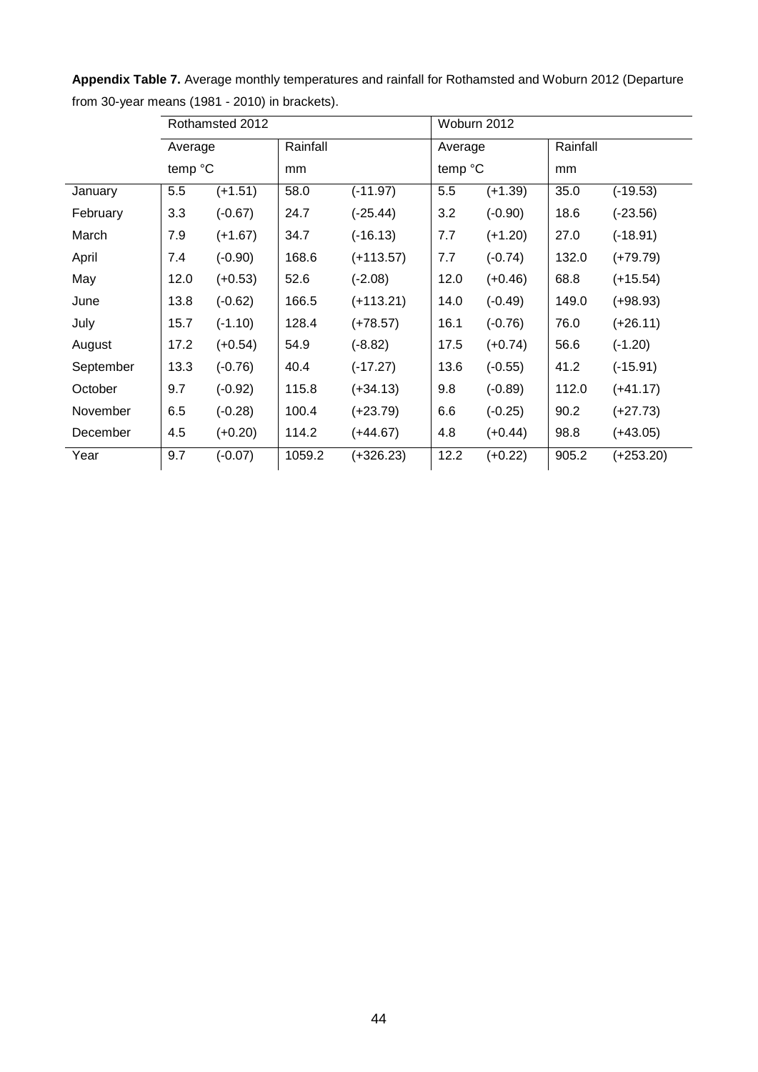**Appendix Table 7.** Average monthly temperatures and rainfall for Rothamsted and Woburn 2012 (Departure from 30-year means (1981 - 2010) in brackets).

| | Rothamsted 2012 | | | | Woburn 2012 | | | |
|---|---|---|---|---|---|---|---|---|
| | Average temp °C | | Rainfall mm | | Average temp °C | | Rainfall mm | |
| January | 5.5 | (+1.51) | 58.0 | (-11.97) | 5.5 | (+1.39) | 35.0 | (-19.53) |
| February | 3.3 | (-0.67) | 24.7 | (-25.44) | 3.2 | (-0.90) | 18.6 | (-23.56) |
| March | 7.9 | (+1.67) | 34.7 | (-16.13) | 7.7 | (+1.20) | 27.0 | (-18.91) |
| April | 7.4 | (-0.90) | 168.6 | (+113.57) | 7.7 | (-0.74) | 132.0 | (+79.79) |
| May | 12.0 | (+0.53) | 52.6 | (-2.08) | 12.0 | (+0.46) | 68.8 | (+15.54) |
| June | 13.8 | (-0.62) | 166.5 | (+113.21) | 14.0 | (-0.49) | 149.0 | (+98.93) |
| July | 15.7 | (-1.10) | 128.4 | (+78.57) | 16.1 | (-0.76) | 76.0 | (+26.11) |
| August | 17.2 | (+0.54) | 54.9 | (-8.82) | 17.5 | (+0.74) | 56.6 | (-1.20) |
| September | 13.3 | (-0.76) | 40.4 | (-17.27) | 13.6 | (-0.55) | 41.2 | (-15.91) |
| October | 9.7 | (-0.92) | 115.8 | (+34.13) | 9.8 | (-0.89) | 112.0 | (+41.17) |
| November | 6.5 | (-0.28) | 100.4 | (+23.79) | 6.6 | (-0.25) | 90.2 | (+27.73) |
| December | 4.5 | (+0.20) | 114.2 | (+44.67) | 4.8 | (+0.44) | 98.8 | (+43.05) |
| Year | 9.7 | (-0.07) | 1059.2 | (+326.23) | 12.2 | (+0.22) | 905.2 | (+253.20) |